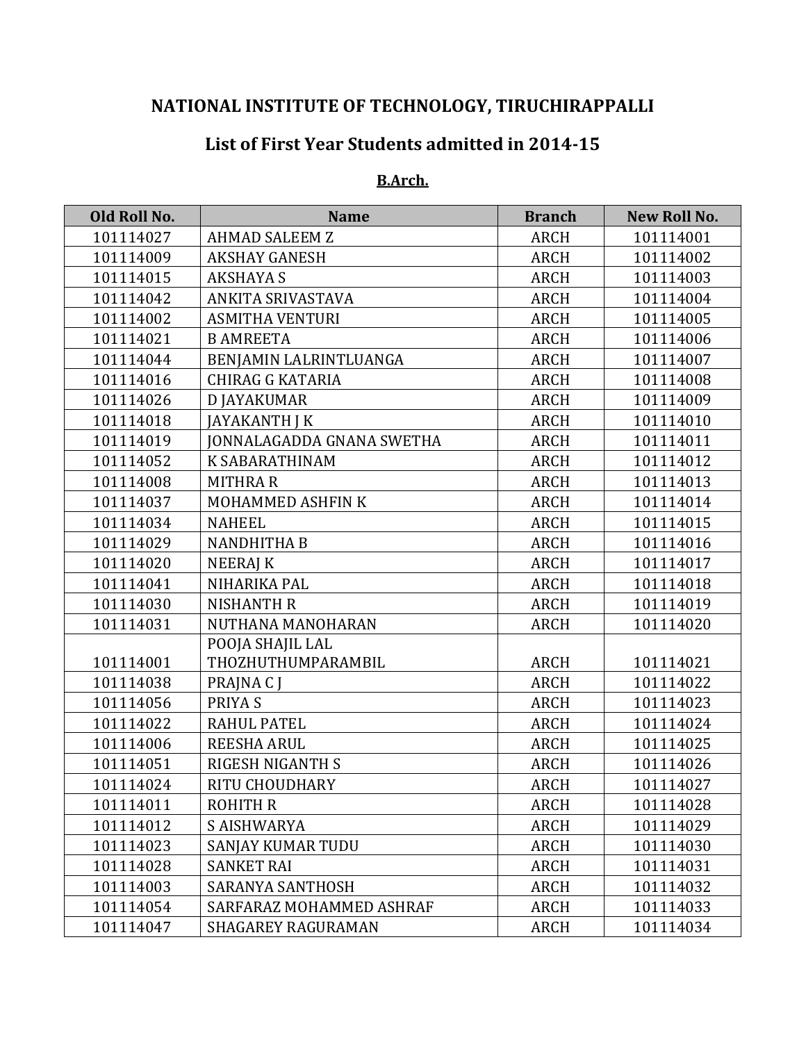# NATIONAL INSTITUTE OF TECHNOLOGY, TIRUCHIRAPPALLI

## List of First Year Students admitted in 2014-15

### B.Arch.

| Old Roll No. | Name | Branch | New Roll No. |
|---|---|---|---|
| 101114027 | AHMAD SALEEM Z | ARCH | 101114001 |
| 101114009 | AKSHAY GANESH | ARCH | 101114002 |
| 101114015 | AKSHAYA S | ARCH | 101114003 |
| 101114042 | ANKITA SRIVASTAVA | ARCH | 101114004 |
| 101114002 | ASMITHA VENTURI | ARCH | 101114005 |
| 101114021 | B AMREETA | ARCH | 101114006 |
| 101114044 | BENJAMIN LALRINTLUANGA | ARCH | 101114007 |
| 101114016 | CHIRAG G KATARIA | ARCH | 101114008 |
| 101114026 | D JAYAKUMAR | ARCH | 101114009 |
| 101114018 | JAYAKANTH J K | ARCH | 101114010 |
| 101114019 | JONNALAGADDA GNANA SWETHA | ARCH | 101114011 |
| 101114052 | K SABARATHINAM | ARCH | 101114012 |
| 101114008 | MITHRA R | ARCH | 101114013 |
| 101114037 | MOHAMMED ASHFIN K | ARCH | 101114014 |
| 101114034 | NAHEEL | ARCH | 101114015 |
| 101114029 | NANDHITHA B | ARCH | 101114016 |
| 101114020 | NEERAJ K | ARCH | 101114017 |
| 101114041 | NIHARIKA PAL | ARCH | 101114018 |
| 101114030 | NISHANTH R | ARCH | 101114019 |
| 101114031 | NUTHANA MANOHARAN | ARCH | 101114020 |
| 101114001 | POOJA SHAJIL LAL THOZHUTHUMPARAMBIL | ARCH | 101114021 |
| 101114038 | PRAJNA C J | ARCH | 101114022 |
| 101114056 | PRIYA S | ARCH | 101114023 |
| 101114022 | RAHUL PATEL | ARCH | 101114024 |
| 101114006 | REESHA ARUL | ARCH | 101114025 |
| 101114051 | RIGESH NIGANTH S | ARCH | 101114026 |
| 101114024 | RITU CHOUDHARY | ARCH | 101114027 |
| 101114011 | ROHITH R | ARCH | 101114028 |
| 101114012 | S AISHWARYA | ARCH | 101114029 |
| 101114023 | SANJAY KUMAR TUDU | ARCH | 101114030 |
| 101114028 | SANKET RAI | ARCH | 101114031 |
| 101114003 | SARANYA SANTHOSH | ARCH | 101114032 |
| 101114054 | SARFARAZ MOHAMMED ASHRAF | ARCH | 101114033 |
| 101114047 | SHAGAREY RAGURAMAN | ARCH | 101114034 |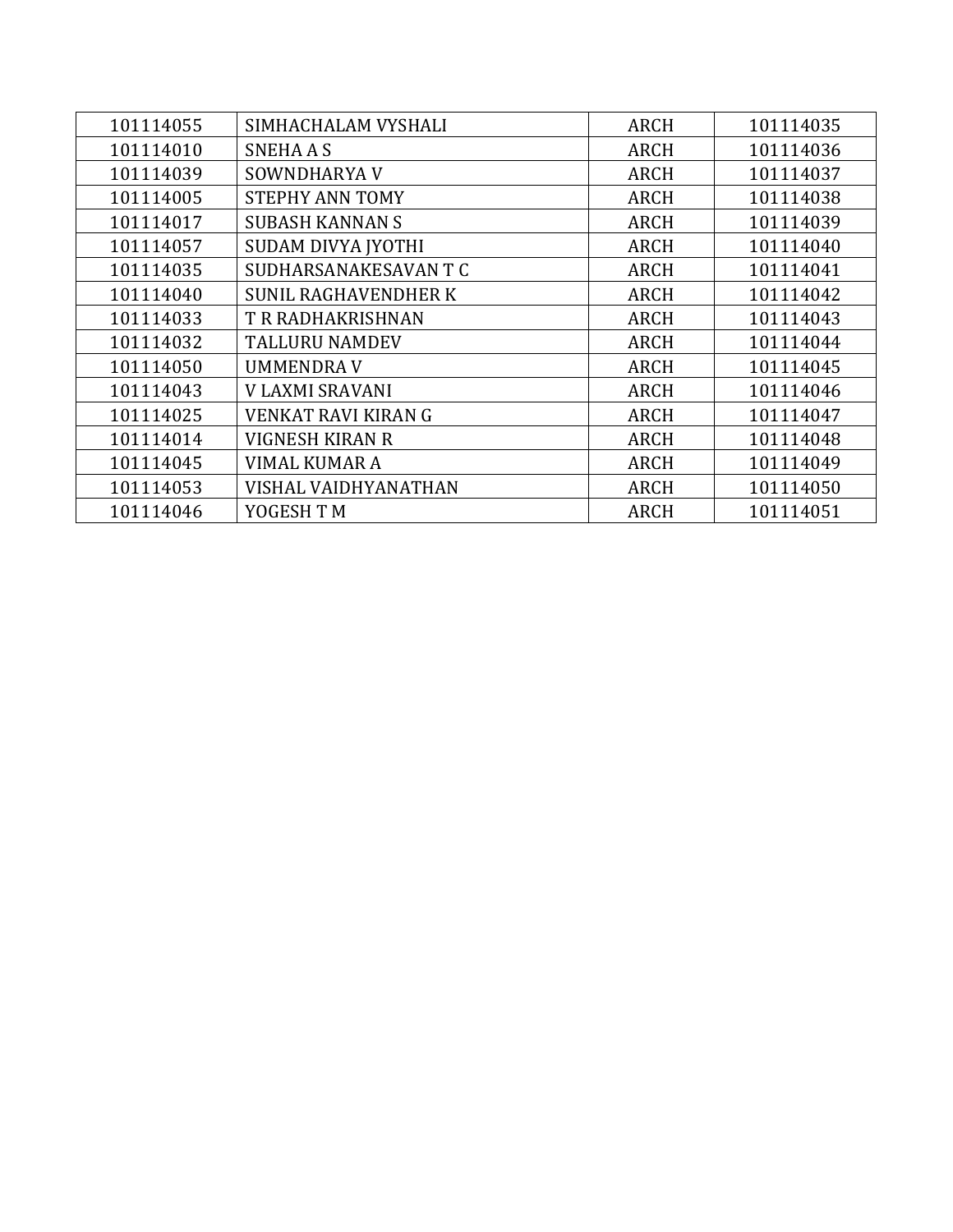| | | | |
|---|---|---|---|
| 101114055 | SIMHACHALAM VYSHALI | ARCH | 101114035 |
| 101114010 | SNEHA A S | ARCH | 101114036 |
| 101114039 | SOWNDHARYA V | ARCH | 101114037 |
| 101114005 | STEPHY ANN TOMY | ARCH | 101114038 |
| 101114017 | SUBASH KANNAN S | ARCH | 101114039 |
| 101114057 | SUDAM DIVYA JYOTHI | ARCH | 101114040 |
| 101114035 | SUDHARSANAKESAVAN T C | ARCH | 101114041 |
| 101114040 | SUNIL RAGHAVENDHER K | ARCH | 101114042 |
| 101114033 | T R RADHAKRISHNAN | ARCH | 101114043 |
| 101114032 | TALLURU NAMDEV | ARCH | 101114044 |
| 101114050 | UMMENDRA V | ARCH | 101114045 |
| 101114043 | V LAXMI SRAVANI | ARCH | 101114046 |
| 101114025 | VENKAT RAVI KIRAN G | ARCH | 101114047 |
| 101114014 | VIGNESH KIRAN R | ARCH | 101114048 |
| 101114045 | VIMAL KUMAR A | ARCH | 101114049 |
| 101114053 | VISHAL VAIDHYANATHAN | ARCH | 101114050 |
| 101114046 | YOGESH T M | ARCH | 101114051 |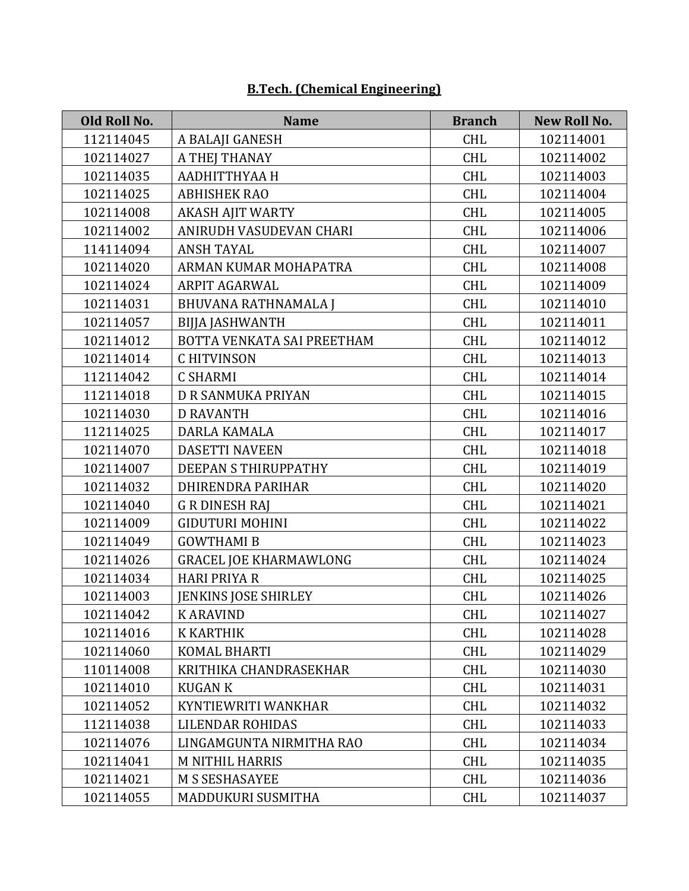**B.Tech. (Chemical Engineering)**

| Old Roll No. | Name | Branch | New Roll No. |
|---|---|---|---|
| 112114045 | A BALAJI GANESH | CHL | 102114001 |
| 102114027 | A THEJ THANAY | CHL | 102114002 |
| 102114035 | AADHITTHYAA H | CHL | 102114003 |
| 102114025 | ABHISHEK RAO | CHL | 102114004 |
| 102114008 | AKASH AJIT WARTY | CHL | 102114005 |
| 102114002 | ANIRUDH VASUDEVAN CHARI | CHL | 102114006 |
| 114114094 | ANSH TAYAL | CHL | 102114007 |
| 102114020 | ARMAN KUMAR MOHAPATRA | CHL | 102114008 |
| 102114024 | ARPIT AGARWAL | CHL | 102114009 |
| 102114031 | BHUVANA RATHNAMALA J | CHL | 102114010 |
| 102114057 | BIJJA JASHWANTH | CHL | 102114011 |
| 102114012 | BOTTA VENKATA SAI PREETHAM | CHL | 102114012 |
| 102114014 | C HITVINSON | CHL | 102114013 |
| 112114042 | C SHARMI | CHL | 102114014 |
| 112114018 | D R SANMUKA PRIYAN | CHL | 102114015 |
| 102114030 | D RAVANTH | CHL | 102114016 |
| 112114025 | DARLA KAMALA | CHL | 102114017 |
| 102114070 | DASETTI NAVEEN | CHL | 102114018 |
| 102114007 | DEEPAN S THIRUPPATHY | CHL | 102114019 |
| 102114032 | DHIRENDRA PARIHAR | CHL | 102114020 |
| 102114040 | G R DINESH RAJ | CHL | 102114021 |
| 102114009 | GIDUTURI MOHINI | CHL | 102114022 |
| 102114049 | GOWTHAMI B | CHL | 102114023 |
| 102114026 | GRACEL JOE KHARMAWLONG | CHL | 102114024 |
| 102114034 | HARI PRIYA R | CHL | 102114025 |
| 102114003 | JENKINS JOSE SHIRLEY | CHL | 102114026 |
| 102114042 | K ARAVIND | CHL | 102114027 |
| 102114016 | K KARTHIK | CHL | 102114028 |
| 102114060 | KOMAL BHARTI | CHL | 102114029 |
| 110114008 | KRITHIKA CHANDRASEKHAR | CHL | 102114030 |
| 102114010 | KUGAN K | CHL | 102114031 |
| 102114052 | KYNTIEWRITI WANKHAR | CHL | 102114032 |
| 112114038 | LILENDAR ROHIDAS | CHL | 102114033 |
| 102114076 | LINGAMGUNTA NIRMITHA RAO | CHL | 102114034 |
| 102114041 | M NITHIL HARRIS | CHL | 102114035 |
| 102114021 | M S SESHASAYEE | CHL | 102114036 |
| 102114055 | MADDUKURI SUSMITHA | CHL | 102114037 |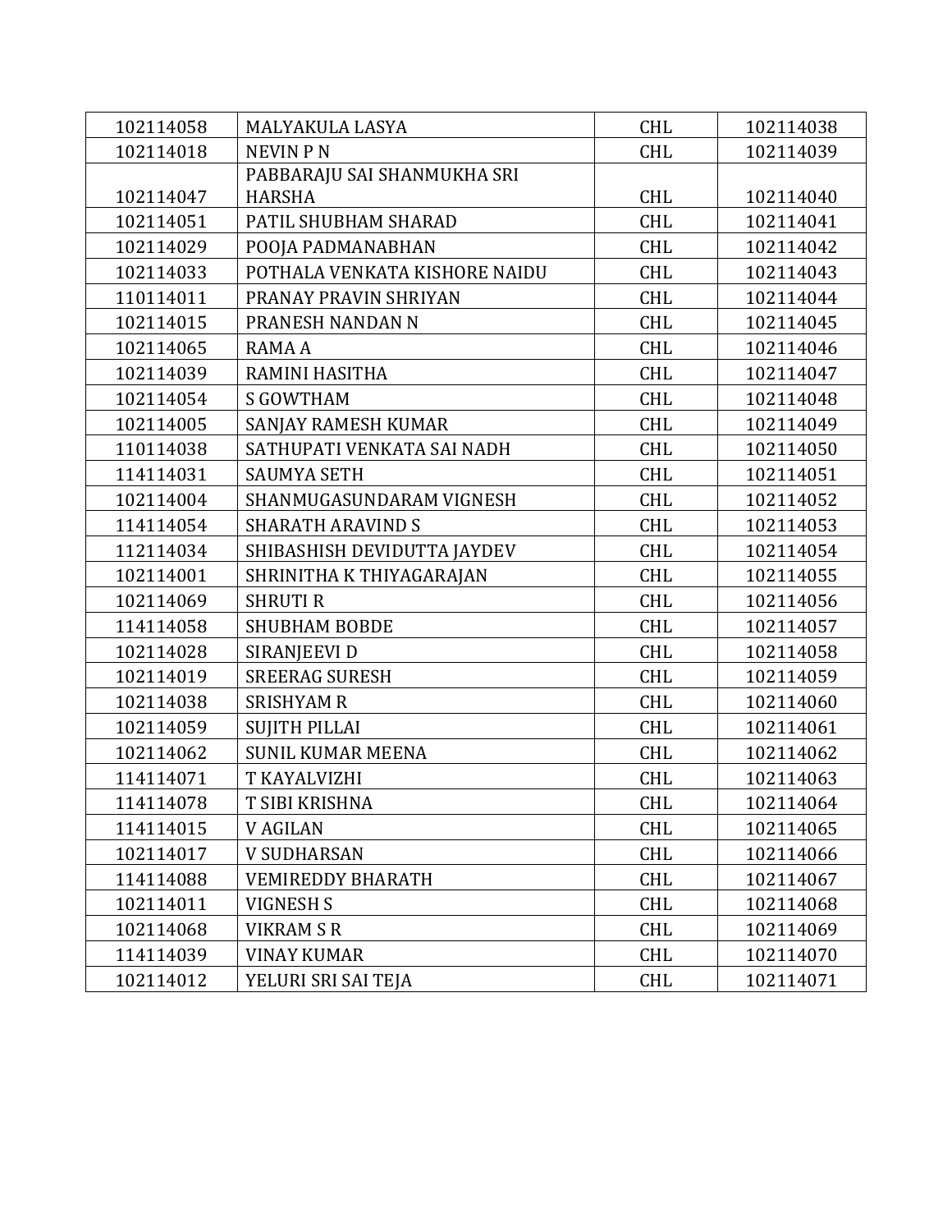| | | | |
|---|---|---|---|
| 102114058 | MALYAKULA LASYA | CHL | 102114038 |
| 102114018 | NEVIN P N | CHL | 102114039 |
| 102114047 | PABBARAJU SAI SHANMUKHA SRI HARSHA | CHL | 102114040 |
| 102114051 | PATIL SHUBHAM SHARAD | CHL | 102114041 |
| 102114029 | POOJA PADMANABHAN | CHL | 102114042 |
| 102114033 | POTHALA VENKATA KISHORE NAIDU | CHL | 102114043 |
| 110114011 | PRANAY PRAVIN SHRIYAN | CHL | 102114044 |
| 102114015 | PRANESH NANDAN N | CHL | 102114045 |
| 102114065 | RAMA A | CHL | 102114046 |
| 102114039 | RAMINI HASITHA | CHL | 102114047 |
| 102114054 | S GOWTHAM | CHL | 102114048 |
| 102114005 | SANJAY RAMESH KUMAR | CHL | 102114049 |
| 110114038 | SATHUPATI VENKATA SAI NADH | CHL | 102114050 |
| 114114031 | SAUMYA SETH | CHL | 102114051 |
| 102114004 | SHANMUGASUNDARAM VIGNESH | CHL | 102114052 |
| 114114054 | SHARATH ARAVIND S | CHL | 102114053 |
| 112114034 | SHIBASHISH DEVIDUTTA JAYDEV | CHL | 102114054 |
| 102114001 | SHRINITHA K THIYAGARAJAN | CHL | 102114055 |
| 102114069 | SHRUTI R | CHL | 102114056 |
| 114114058 | SHUBHAM BOBDE | CHL | 102114057 |
| 102114028 | SIRANJEEVI D | CHL | 102114058 |
| 102114019 | SREERAG SURESH | CHL | 102114059 |
| 102114038 | SRISHYAM R | CHL | 102114060 |
| 102114059 | SUJITH PILLAI | CHL | 102114061 |
| 102114062 | SUNIL KUMAR MEENA | CHL | 102114062 |
| 114114071 | T KAYALVIZHI | CHL | 102114063 |
| 114114078 | T SIBI KRISHNA | CHL | 102114064 |
| 114114015 | V AGILAN | CHL | 102114065 |
| 102114017 | V SUDHARSAN | CHL | 102114066 |
| 114114088 | VEMIREDDY BHARATH | CHL | 102114067 |
| 102114011 | VIGNESH S | CHL | 102114068 |
| 102114068 | VIKRAM S R | CHL | 102114069 |
| 114114039 | VINAY KUMAR | CHL | 102114070 |
| 102114012 | YELURI SRI SAI TEJA | CHL | 102114071 |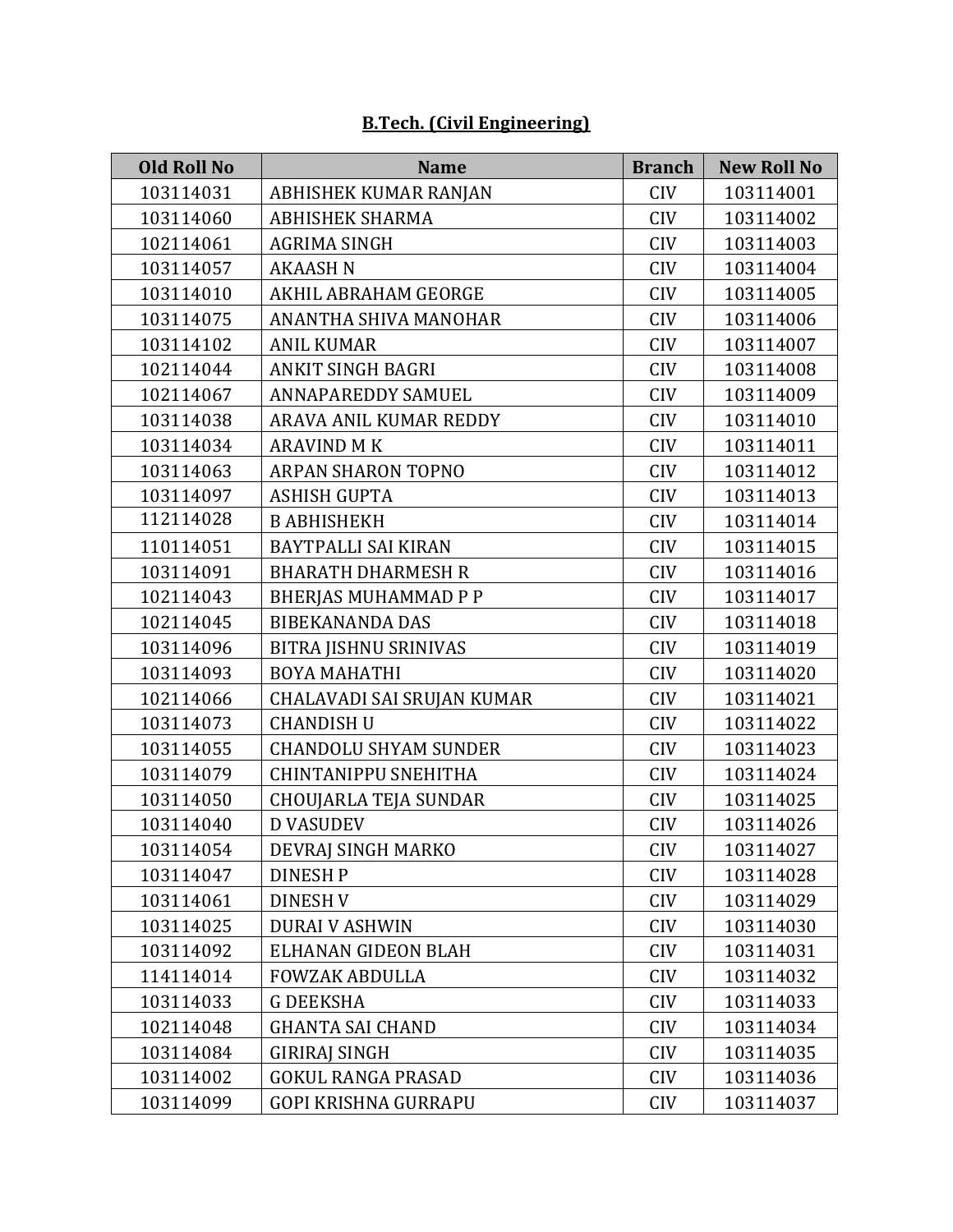**B.Tech. (Civil Engineering)**

| Old Roll No | Name | Branch | New Roll No |
|---|---|---|---|
| 103114031 | ABHISHEK KUMAR RANJAN | CIV | 103114001 |
| 103114060 | ABHISHEK SHARMA | CIV | 103114002 |
| 102114061 | AGRIMA SINGH | CIV | 103114003 |
| 103114057 | AKAASH N | CIV | 103114004 |
| 103114010 | AKHIL ABRAHAM GEORGE | CIV | 103114005 |
| 103114075 | ANANTHA SHIVA MANOHAR | CIV | 103114006 |
| 103114102 | ANIL KUMAR | CIV | 103114007 |
| 102114044 | ANKIT SINGH BAGRI | CIV | 103114008 |
| 102114067 | ANNAPAREDDY SAMUEL | CIV | 103114009 |
| 103114038 | ARAVA ANIL KUMAR REDDY | CIV | 103114010 |
| 103114034 | ARAVIND M K | CIV | 103114011 |
| 103114063 | ARPAN SHARON TOPNO | CIV | 103114012 |
| 103114097 | ASHISH GUPTA | CIV | 103114013 |
| 112114028 | B ABHISHEKH | CIV | 103114014 |
| 110114051 | BAYTPALLI SAI KIRAN | CIV | 103114015 |
| 103114091 | BHARATH DHARMESH R | CIV | 103114016 |
| 102114043 | BHERJAS MUHAMMAD P P | CIV | 103114017 |
| 102114045 | BIBEKANANDA DAS | CIV | 103114018 |
| 103114096 | BITRA JISHNU SRINIVAS | CIV | 103114019 |
| 103114093 | BOYA MAHATHI | CIV | 103114020 |
| 102114066 | CHALAVADI SAI SRUJAN KUMAR | CIV | 103114021 |
| 103114073 | CHANDISH U | CIV | 103114022 |
| 103114055 | CHANDOLU SHYAM SUNDER | CIV | 103114023 |
| 103114079 | CHINTANIPPU SNEHITHA | CIV | 103114024 |
| 103114050 | CHOUJARLA TEJA SUNDAR | CIV | 103114025 |
| 103114040 | D VASUDEV | CIV | 103114026 |
| 103114054 | DEVRAJ SINGH MARKO | CIV | 103114027 |
| 103114047 | DINESH P | CIV | 103114028 |
| 103114061 | DINESH V | CIV | 103114029 |
| 103114025 | DURAI V ASHWIN | CIV | 103114030 |
| 103114092 | ELHANAN GIDEON BLAH | CIV | 103114031 |
| 114114014 | FOWZAK ABDULLA | CIV | 103114032 |
| 103114033 | G DEEKSHA | CIV | 103114033 |
| 102114048 | GHANTA SAI CHAND | CIV | 103114034 |
| 103114084 | GIRIRAJ SINGH | CIV | 103114035 |
| 103114002 | GOKUL RANGA PRASAD | CIV | 103114036 |
| 103114099 | GOPI KRISHNA GURRAPU | CIV | 103114037 |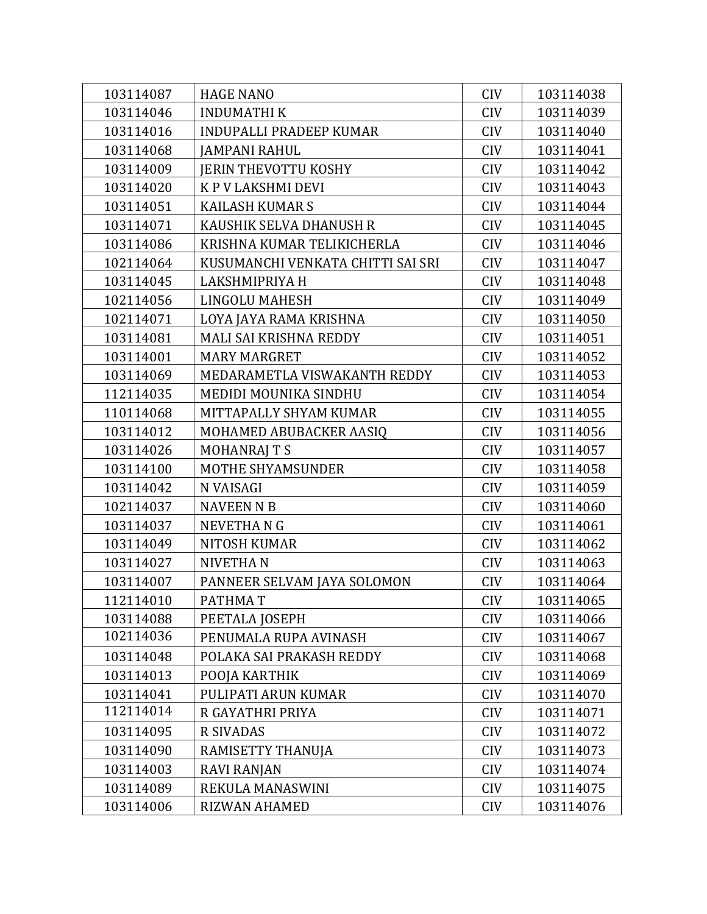| | | | |
|---|---|---|---|
| 103114087 | HAGE NANO | CIV | 103114038 |
| 103114046 | INDUMATHI K | CIV | 103114039 |
| 103114016 | INDUPALLI PRADEEP KUMAR | CIV | 103114040 |
| 103114068 | JAMPANI RAHUL | CIV | 103114041 |
| 103114009 | JERIN THEVOTTU KOSHY | CIV | 103114042 |
| 103114020 | K P V LAKSHMI DEVI | CIV | 103114043 |
| 103114051 | KAILASH KUMAR S | CIV | 103114044 |
| 103114071 | KAUSHIK SELVA DHANUSH R | CIV | 103114045 |
| 103114086 | KRISHNA KUMAR TELIKICHERLA | CIV | 103114046 |
| 102114064 | KUSUMANCHI VENKATA CHITTI SAI SRI | CIV | 103114047 |
| 103114045 | LAKSHMIPRIYA H | CIV | 103114048 |
| 102114056 | LINGOLU MAHESH | CIV | 103114049 |
| 102114071 | LOYA JAYA RAMA KRISHNA | CIV | 103114050 |
| 103114081 | MALI SAI KRISHNA REDDY | CIV | 103114051 |
| 103114001 | MARY MARGRET | CIV | 103114052 |
| 103114069 | MEDARAMETLA VISWAKANTH REDDY | CIV | 103114053 |
| 112114035 | MEDIDI MOUNIKA SINDHU | CIV | 103114054 |
| 110114068 | MITTAPALLY SHYAM KUMAR | CIV | 103114055 |
| 103114012 | MOHAMED ABUBACKER AASIQ | CIV | 103114056 |
| 103114026 | MOHANRAJ T S | CIV | 103114057 |
| 103114100 | MOTHE SHYAMSUNDER | CIV | 103114058 |
| 103114042 | N VAISAGI | CIV | 103114059 |
| 102114037 | NAVEEN N B | CIV | 103114060 |
| 103114037 | NEVETHA N G | CIV | 103114061 |
| 103114049 | NITOSH KUMAR | CIV | 103114062 |
| 103114027 | NIVETHA N | CIV | 103114063 |
| 103114007 | PANNEER SELVAM JAYA SOLOMON | CIV | 103114064 |
| 112114010 | PATHMA T | CIV | 103114065 |
| 103114088 | PEETALA JOSEPH | CIV | 103114066 |
| 102114036 | PENUMALA RUPA AVINASH | CIV | 103114067 |
| 103114048 | POLAKA SAI PRAKASH REDDY | CIV | 103114068 |
| 103114013 | POOJA KARTHIK | CIV | 103114069 |
| 103114041 | PULIPATI ARUN KUMAR | CIV | 103114070 |
| 112114014 | R GAYATHRI PRIYA | CIV | 103114071 |
| 103114095 | R SIVADAS | CIV | 103114072 |
| 103114090 | RAMISETTY THANUJA | CIV | 103114073 |
| 103114003 | RAVI RANJAN | CIV | 103114074 |
| 103114089 | REKULA MANASWINI | CIV | 103114075 |
| 103114006 | RIZWAN AHAMED | CIV | 103114076 |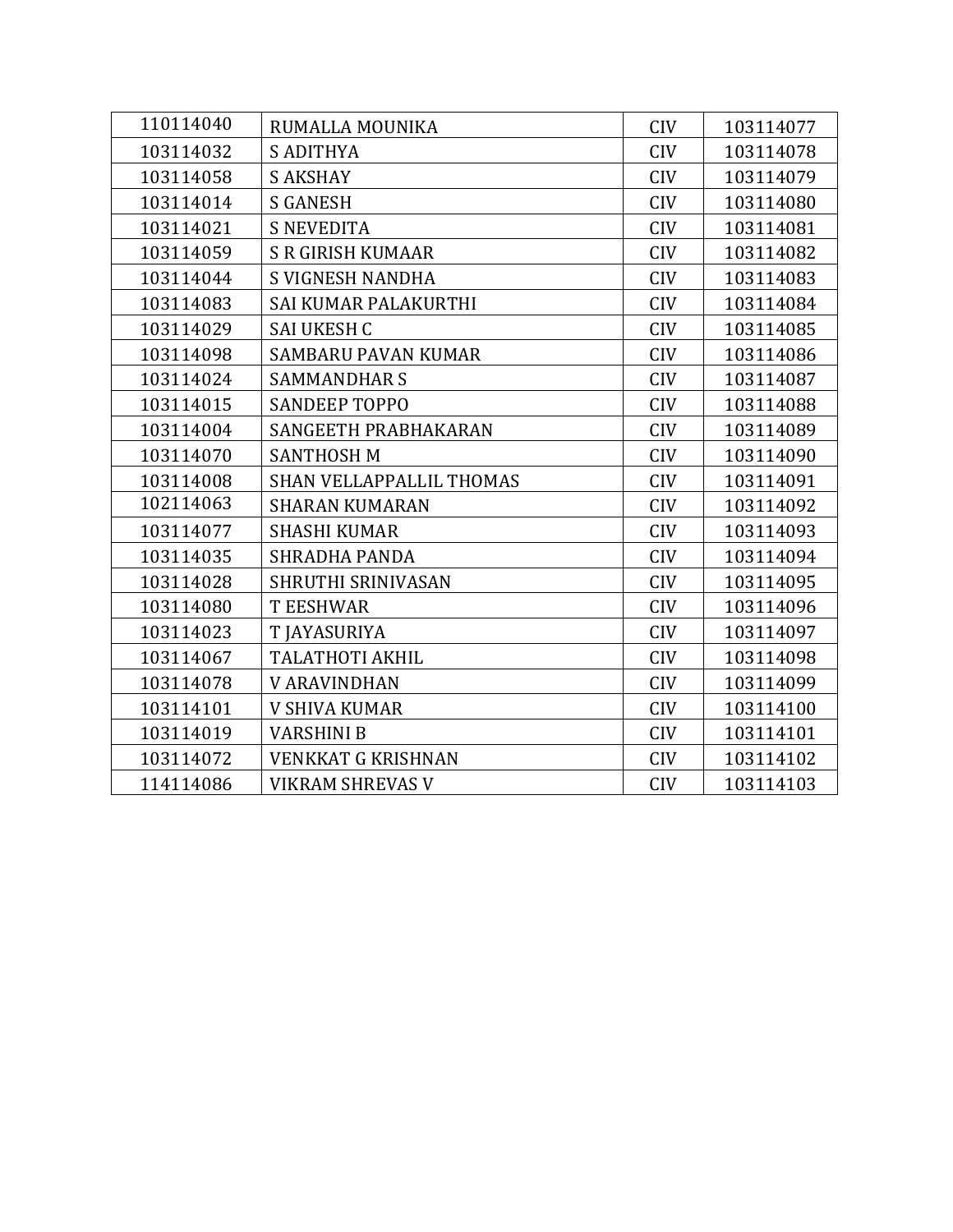| | | | |
|---|---|---|---|
| 110114040 | RUMALLA MOUNIKA | CIV | 103114077 |
| 103114032 | S ADITHYA | CIV | 103114078 |
| 103114058 | S AKSHAY | CIV | 103114079 |
| 103114014 | S GANESH | CIV | 103114080 |
| 103114021 | S NEVEDITA | CIV | 103114081 |
| 103114059 | S R GIRISH KUMAAR | CIV | 103114082 |
| 103114044 | S VIGNESH NANDHA | CIV | 103114083 |
| 103114083 | SAI KUMAR PALAKURTHI | CIV | 103114084 |
| 103114029 | SAI UKESH C | CIV | 103114085 |
| 103114098 | SAMBARU PAVAN KUMAR | CIV | 103114086 |
| 103114024 | SAMMANDHAR S | CIV | 103114087 |
| 103114015 | SANDEEP TOPPO | CIV | 103114088 |
| 103114004 | SANGEETH PRABHAKARAN | CIV | 103114089 |
| 103114070 | SANTHOSH M | CIV | 103114090 |
| 103114008 | SHAN VELLAPPALLIL THOMAS | CIV | 103114091 |
| 102114063 | SHARAN KUMARAN | CIV | 103114092 |
| 103114077 | SHASHI KUMAR | CIV | 103114093 |
| 103114035 | SHRADHA PANDA | CIV | 103114094 |
| 103114028 | SHRUTHI SRINIVASAN | CIV | 103114095 |
| 103114080 | T EESHWAR | CIV | 103114096 |
| 103114023 | T JAYASURIYA | CIV | 103114097 |
| 103114067 | TALATHOTI AKHIL | CIV | 103114098 |
| 103114078 | V ARAVINDHAN | CIV | 103114099 |
| 103114101 | V SHIVA KUMAR | CIV | 103114100 |
| 103114019 | VARSHINI B | CIV | 103114101 |
| 103114072 | VENKKAT G KRISHNAN | CIV | 103114102 |
| 114114086 | VIKRAM SHREVAS V | CIV | 103114103 |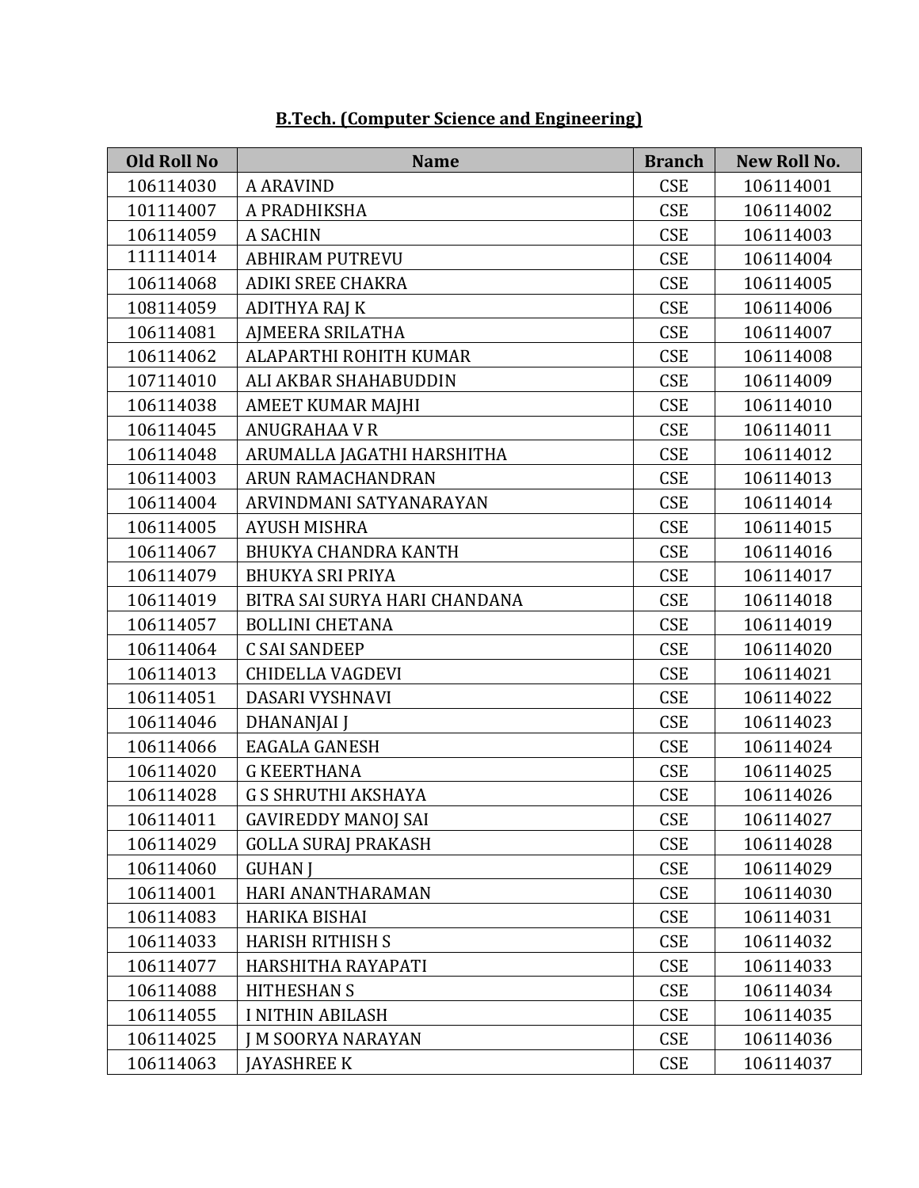**B.Tech. (Computer Science and Engineering)**

| Old Roll No | Name | Branch | New Roll No. |
|---|---|---|---|
| 106114030 | A ARAVIND | CSE | 106114001 |
| 101114007 | A PRADHIKSHA | CSE | 106114002 |
| 106114059 | A SACHIN | CSE | 106114003 |
| 111114014 | ABHIRAM PUTREVU | CSE | 106114004 |
| 106114068 | ADIKI SREE CHAKRA | CSE | 106114005 |
| 108114059 | ADITHYA RAJ K | CSE | 106114006 |
| 106114081 | AJMEERA SRILATHA | CSE | 106114007 |
| 106114062 | ALAPARTHI ROHITH KUMAR | CSE | 106114008 |
| 107114010 | ALI AKBAR SHAHABUDDIN | CSE | 106114009 |
| 106114038 | AMEET KUMAR MAJHI | CSE | 106114010 |
| 106114045 | ANUGRAHAA V R | CSE | 106114011 |
| 106114048 | ARUMALLA JAGATHI HARSHITHA | CSE | 106114012 |
| 106114003 | ARUN RAMACHANDRAN | CSE | 106114013 |
| 106114004 | ARVINDMANI SATYANARAYAN | CSE | 106114014 |
| 106114005 | AYUSH MISHRA | CSE | 106114015 |
| 106114067 | BHUKYA CHANDRA KANTH | CSE | 106114016 |
| 106114079 | BHUKYA SRI PRIYA | CSE | 106114017 |
| 106114019 | BITRA SAI SURYA HARI CHANDANA | CSE | 106114018 |
| 106114057 | BOLLINI CHETANA | CSE | 106114019 |
| 106114064 | C SAI SANDEEP | CSE | 106114020 |
| 106114013 | CHIDELLA VAGDEVI | CSE | 106114021 |
| 106114051 | DASARI VYSHNAVI | CSE | 106114022 |
| 106114046 | DHANANJAI J | CSE | 106114023 |
| 106114066 | EAGALA GANESH | CSE | 106114024 |
| 106114020 | G KEERTHANA | CSE | 106114025 |
| 106114028 | G S SHRUTHI AKSHAYA | CSE | 106114026 |
| 106114011 | GAVIREDDY MANOJ SAI | CSE | 106114027 |
| 106114029 | GOLLA SURAJ PRAKASH | CSE | 106114028 |
| 106114060 | GUHAN J | CSE | 106114029 |
| 106114001 | HARI ANANTHARAMAN | CSE | 106114030 |
| 106114083 | HARIKA BISHAI | CSE | 106114031 |
| 106114033 | HARISH RITHISH S | CSE | 106114032 |
| 106114077 | HARSHITHA RAYAPATI | CSE | 106114033 |
| 106114088 | HITHESHAN S | CSE | 106114034 |
| 106114055 | I NITHIN ABILASH | CSE | 106114035 |
| 106114025 | J M SOORYA NARAYAN | CSE | 106114036 |
| 106114063 | JAYASHREE K | CSE | 106114037 |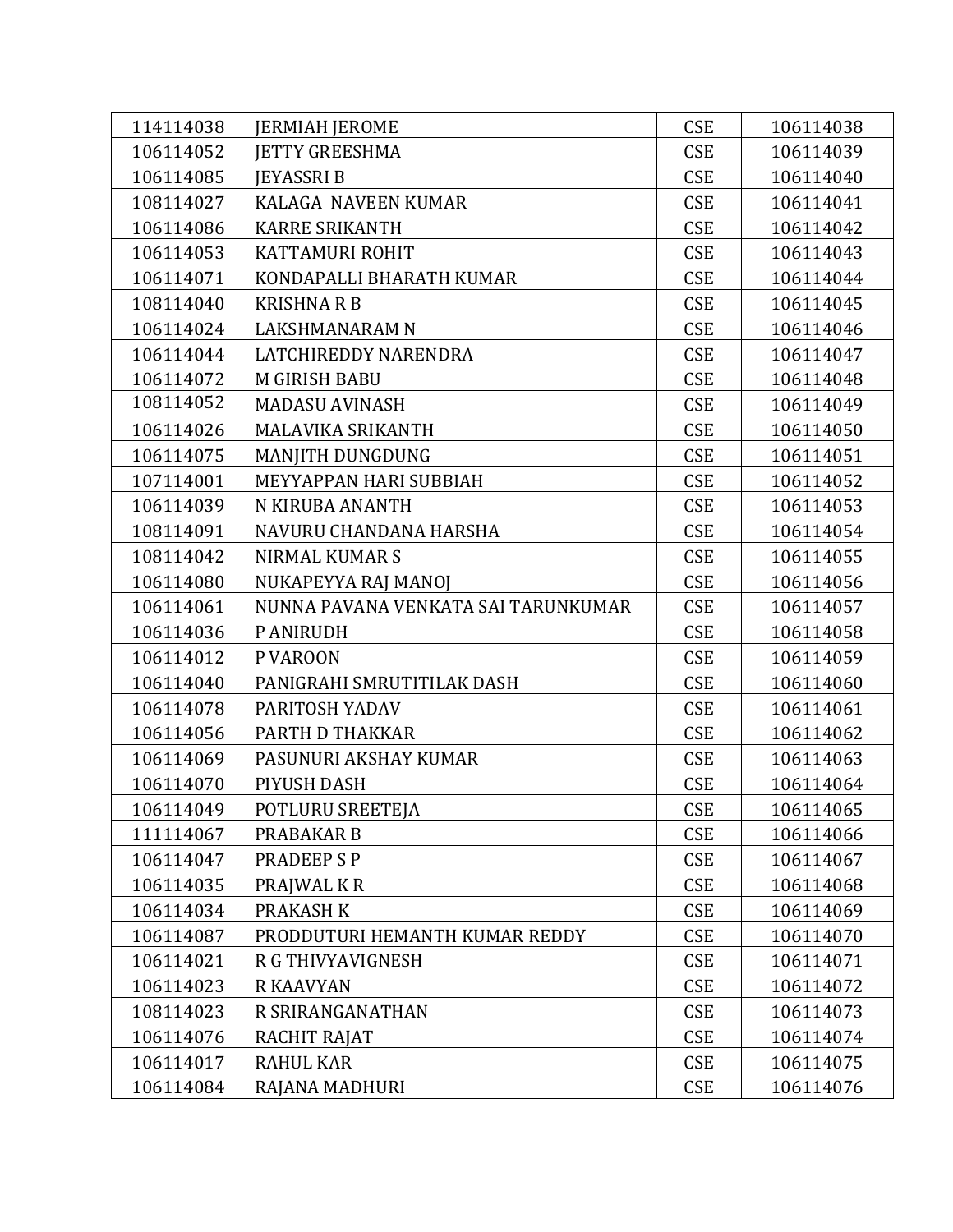| 114114038 | JERMIAH JEROME | CSE | 106114038 |
| --- | --- | --- | --- |
| 106114052 | JETTY GREESHMA | CSE | 106114039 |
| 106114085 | JEYASSRI B | CSE | 106114040 |
| 108114027 | KALAGA NAVEEN KUMAR | CSE | 106114041 |
| 106114086 | KARRE SRIKANTH | CSE | 106114042 |
| 106114053 | KATTAMURI ROHIT | CSE | 106114043 |
| 106114071 | KONDAPALLI BHARATH KUMAR | CSE | 106114044 |
| 108114040 | KRISHNA R B | CSE | 106114045 |
| 106114024 | LAKSHMANARAM N | CSE | 106114046 |
| 106114044 | LATCHIREDDY NARENDRA | CSE | 106114047 |
| 106114072 | M GIRISH BABU | CSE | 106114048 |
| 108114052 | MADASU AVINASH | CSE | 106114049 |
| 106114026 | MALAVIKA SRIKANTH | CSE | 106114050 |
| 106114075 | MANJITH DUNGDUNG | CSE | 106114051 |
| 107114001 | MEYYAPPAN HARI SUBBIAH | CSE | 106114052 |
| 106114039 | N KIRUBA ANANTH | CSE | 106114053 |
| 108114091 | NAVURU CHANDANA HARSHA | CSE | 106114054 |
| 108114042 | NIRMAL KUMAR S | CSE | 106114055 |
| 106114080 | NUKAPEYYA RAJ MANOJ | CSE | 106114056 |
| 106114061 | NUNNA PAVANA VENKATA SAI TARUNKUMAR | CSE | 106114057 |
| 106114036 | P ANIRUDH | CSE | 106114058 |
| 106114012 | P VAROON | CSE | 106114059 |
| 106114040 | PANIGRAHI SMRUTITILAK DASH | CSE | 106114060 |
| 106114078 | PARITOSH YADAV | CSE | 106114061 |
| 106114056 | PARTH D THAKKAR | CSE | 106114062 |
| 106114069 | PASUNURI AKSHAY KUMAR | CSE | 106114063 |
| 106114070 | PIYUSH DASH | CSE | 106114064 |
| 106114049 | POTLURU SREETEJA | CSE | 106114065 |
| 111114067 | PRABAKAR B | CSE | 106114066 |
| 106114047 | PRADEEP S P | CSE | 106114067 |
| 106114035 | PRAJWAL K R | CSE | 106114068 |
| 106114034 | PRAKASH K | CSE | 106114069 |
| 106114087 | PRODDUTURI HEMANTH KUMAR REDDY | CSE | 106114070 |
| 106114021 | R G THIVYAVIGNESH | CSE | 106114071 |
| 106114023 | R KAAVYAN | CSE | 106114072 |
| 108114023 | R SRIRANGANATHAN | CSE | 106114073 |
| 106114076 | RACHIT RAJAT | CSE | 106114074 |
| 106114017 | RAHUL KAR | CSE | 106114075 |
| 106114084 | RAJANA MADHURI | CSE | 106114076 |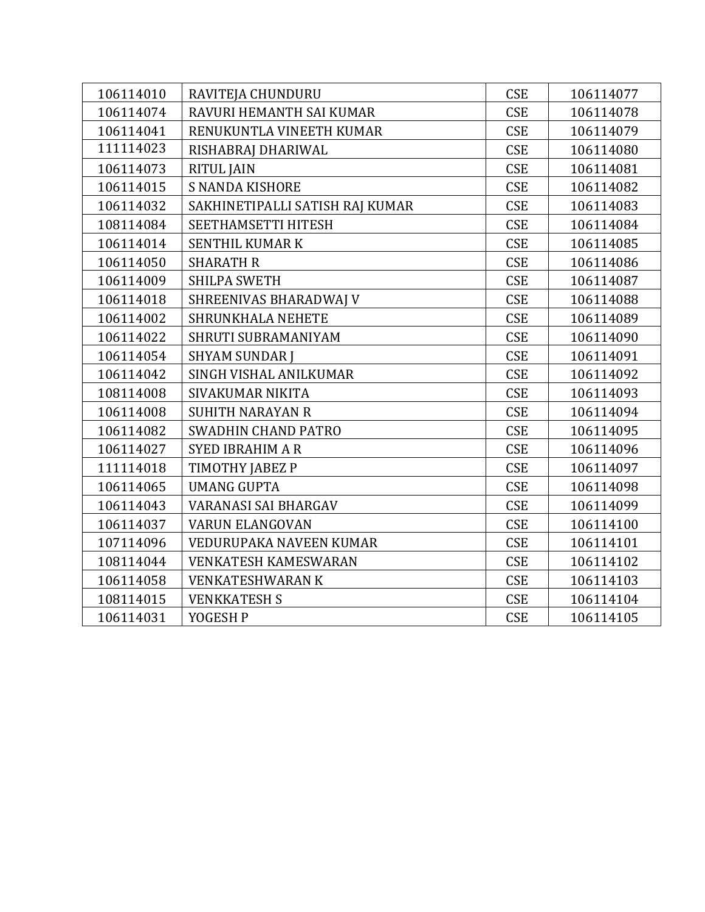| | | | |
|---|---|---|---|
| 106114010 | RAVITEJA CHUNDURU | CSE | 106114077 |
| 106114074 | RAVURI HEMANTH SAI KUMAR | CSE | 106114078 |
| 106114041 | RENUKUNTLA VINEETH KUMAR | CSE | 106114079 |
| 111114023 | RISHABRAJ DHARIWAL | CSE | 106114080 |
| 106114073 | RITUL JAIN | CSE | 106114081 |
| 106114015 | S NANDA KISHORE | CSE | 106114082 |
| 106114032 | SAKHINETIPALLI SATISH RAJ KUMAR | CSE | 106114083 |
| 108114084 | SEETHAMSETTI HITESH | CSE | 106114084 |
| 106114014 | SENTHIL KUMAR K | CSE | 106114085 |
| 106114050 | SHARATH R | CSE | 106114086 |
| 106114009 | SHILPA SWETH | CSE | 106114087 |
| 106114018 | SHREENIVAS BHARADWAJ V | CSE | 106114088 |
| 106114002 | SHRUNKHALA NEHETE | CSE | 106114089 |
| 106114022 | SHRUTI SUBRAMANIYAM | CSE | 106114090 |
| 106114054 | SHYAM SUNDAR J | CSE | 106114091 |
| 106114042 | SINGH VISHAL ANILKUMAR | CSE | 106114092 |
| 108114008 | SIVAKUMAR NIKITA | CSE | 106114093 |
| 106114008 | SUHITH NARAYAN R | CSE | 106114094 |
| 106114082 | SWADHIN CHAND PATRO | CSE | 106114095 |
| 106114027 | SYED IBRAHIM A R | CSE | 106114096 |
| 111114018 | TIMOTHY JABEZ P | CSE | 106114097 |
| 106114065 | UMANG GUPTA | CSE | 106114098 |
| 106114043 | VARANASI SAI BHARGAV | CSE | 106114099 |
| 106114037 | VARUN ELANGOVAN | CSE | 106114100 |
| 107114096 | VEDURUPAKA NAVEEN KUMAR | CSE | 106114101 |
| 108114044 | VENKATESH KAMESWARAN | CSE | 106114102 |
| 106114058 | VENKATESHWARAN K | CSE | 106114103 |
| 108114015 | VENKKATESH S | CSE | 106114104 |
| 106114031 | YOGESH P | CSE | 106114105 |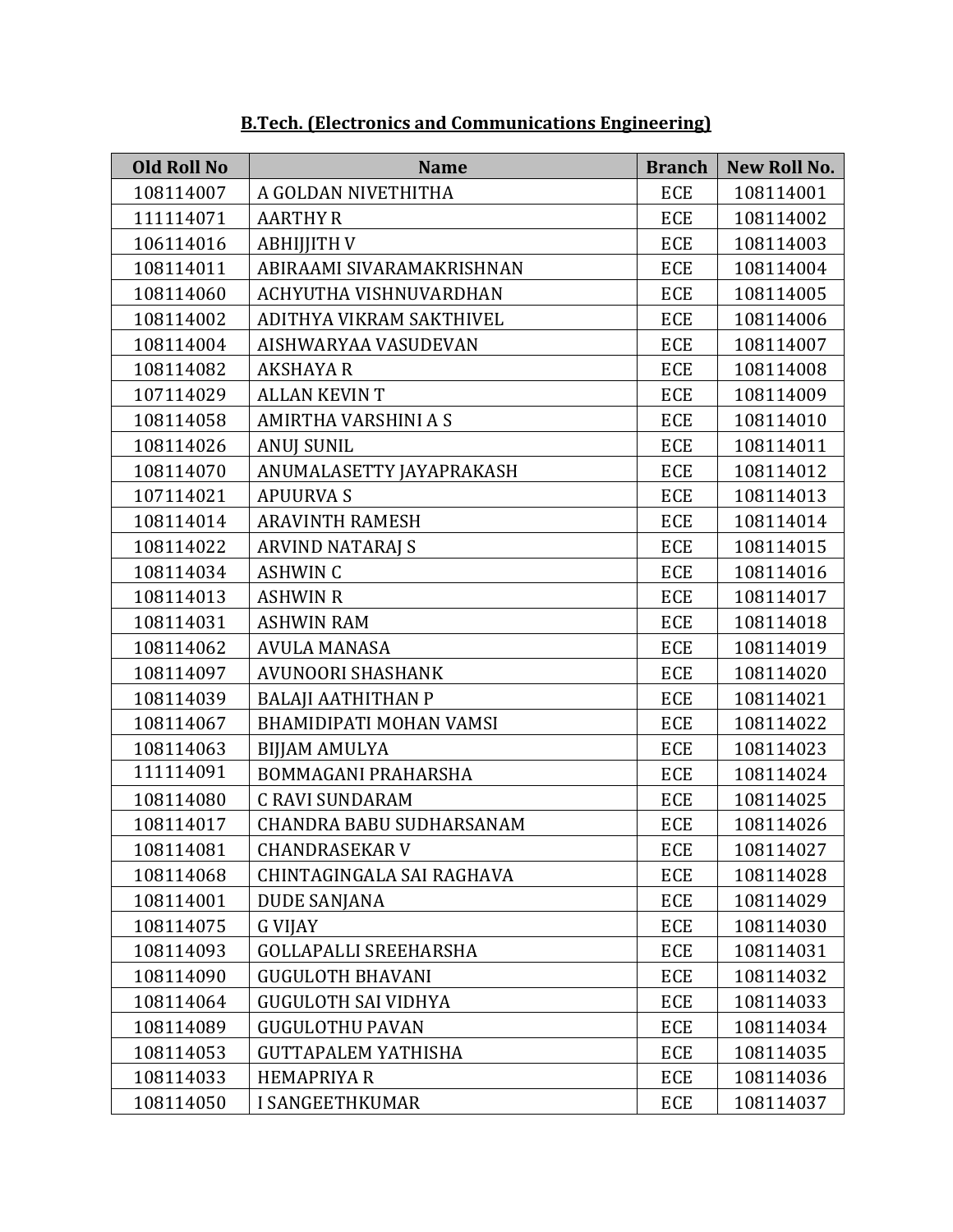**B.Tech. (Electronics and Communications Engineering)**

| Old Roll No | Name | Branch | New Roll No. |
|---|---|---|---|
| 108114007 | A GOLDAN NIVETHITHA | ECE | 108114001 |
| 111114071 | AARTHY R | ECE | 108114002 |
| 106114016 | ABHIJJITH V | ECE | 108114003 |
| 108114011 | ABIRAAMI SIVARAMAKRISHNAN | ECE | 108114004 |
| 108114060 | ACHYUTHA VISHNUVARDHAN | ECE | 108114005 |
| 108114002 | ADITHYA VIKRAM SAKTHIVEL | ECE | 108114006 |
| 108114004 | AISHWARYAA VASUDEVAN | ECE | 108114007 |
| 108114082 | AKSHAYA R | ECE | 108114008 |
| 107114029 | ALLAN KEVIN T | ECE | 108114009 |
| 108114058 | AMIRTHA VARSHINI A S | ECE | 108114010 |
| 108114026 | ANUJ SUNIL | ECE | 108114011 |
| 108114070 | ANUMALASETTY JAYAPRAKASH | ECE | 108114012 |
| 107114021 | APUURVA S | ECE | 108114013 |
| 108114014 | ARAVINTH RAMESH | ECE | 108114014 |
| 108114022 | ARVIND NATARAJ S | ECE | 108114015 |
| 108114034 | ASHWIN C | ECE | 108114016 |
| 108114013 | ASHWIN R | ECE | 108114017 |
| 108114031 | ASHWIN RAM | ECE | 108114018 |
| 108114062 | AVULA MANASA | ECE | 108114019 |
| 108114097 | AVUNOORI SHASHANK | ECE | 108114020 |
| 108114039 | BALAJI AATHITHAN P | ECE | 108114021 |
| 108114067 | BHAMIDIPATI MOHAN VAMSI | ECE | 108114022 |
| 108114063 | BIJJAM AMULYA | ECE | 108114023 |
| 111114091 | BOMMAGANI PRAHARSHA | ECE | 108114024 |
| 108114080 | C RAVI SUNDARAM | ECE | 108114025 |
| 108114017 | CHANDRA BABU SUDHARSANAM | ECE | 108114026 |
| 108114081 | CHANDRASEKAR V | ECE | 108114027 |
| 108114068 | CHINTAGINGALA SAI RAGHAVA | ECE | 108114028 |
| 108114001 | DUDE SANJANA | ECE | 108114029 |
| 108114075 | G VIJAY | ECE | 108114030 |
| 108114093 | GOLLAPALLI SREEHARSHA | ECE | 108114031 |
| 108114090 | GUGULOTH BHAVANI | ECE | 108114032 |
| 108114064 | GUGULOTH SAI VIDHYA | ECE | 108114033 |
| 108114089 | GUGULOTHU PAVAN | ECE | 108114034 |
| 108114053 | GUTTAPALEM YATHISHA | ECE | 108114035 |
| 108114033 | HEMAPRIYA R | ECE | 108114036 |
| 108114050 | I SANGEETHKUMAR | ECE | 108114037 |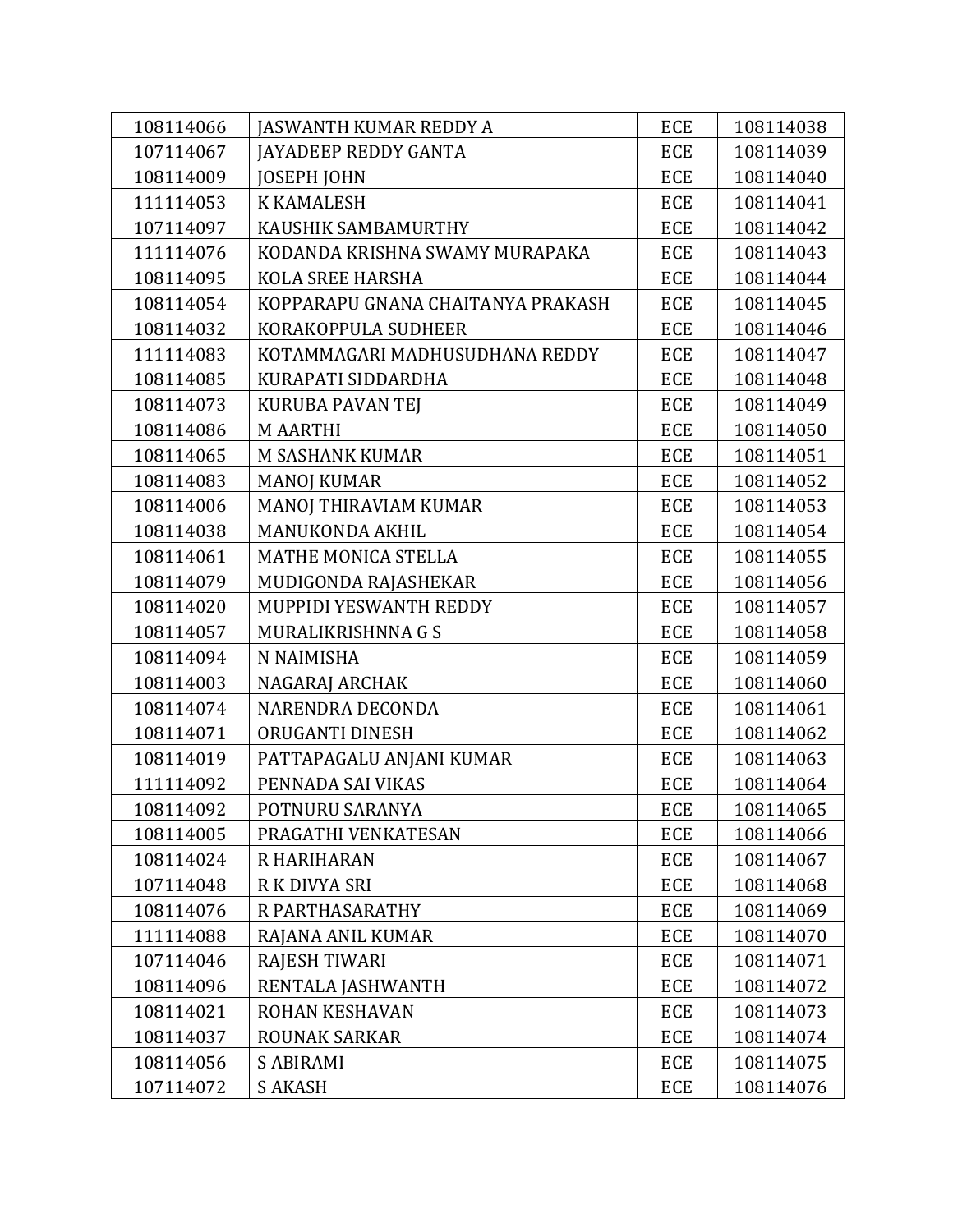| | | | |
|---|---|---|---|
| 108114066 | JASWANTH KUMAR REDDY A | ECE | 108114038 |
| 107114067 | JAYADEEP REDDY GANTA | ECE | 108114039 |
| 108114009 | JOSEPH JOHN | ECE | 108114040 |
| 111114053 | K KAMALESH | ECE | 108114041 |
| 107114097 | KAUSHIK SAMBAMURTHY | ECE | 108114042 |
| 111114076 | KODANDA KRISHNA SWAMY MURAPAKA | ECE | 108114043 |
| 108114095 | KOLA SREE HARSHA | ECE | 108114044 |
| 108114054 | KOPPARAPU GNANA CHAITANYA PRAKASH | ECE | 108114045 |
| 108114032 | KORAKOPPULA SUDHEER | ECE | 108114046 |
| 111114083 | KOTAMMAGARI MADHUSUDHANA REDDY | ECE | 108114047 |
| 108114085 | KURAPATI SIDDARDHA | ECE | 108114048 |
| 108114073 | KURUBA PAVAN TEJ | ECE | 108114049 |
| 108114086 | M AARTHI | ECE | 108114050 |
| 108114065 | M SASHANK KUMAR | ECE | 108114051 |
| 108114083 | MANOJ KUMAR | ECE | 108114052 |
| 108114006 | MANOJ THIRAVIAM KUMAR | ECE | 108114053 |
| 108114038 | MANUKONDA AKHIL | ECE | 108114054 |
| 108114061 | MATHE MONICA STELLA | ECE | 108114055 |
| 108114079 | MUDIGONDA RAJASHEKAR | ECE | 108114056 |
| 108114020 | MUPPIDI YESWANTH REDDY | ECE | 108114057 |
| 108114057 | MURALIKRISHNNA G S | ECE | 108114058 |
| 108114094 | N NAIMISHA | ECE | 108114059 |
| 108114003 | NAGARAJ ARCHAK | ECE | 108114060 |
| 108114074 | NARENDRA DECONDA | ECE | 108114061 |
| 108114071 | ORUGANTI DINESH | ECE | 108114062 |
| 108114019 | PATTAPAGALU ANJANI KUMAR | ECE | 108114063 |
| 111114092 | PENNADA SAI VIKAS | ECE | 108114064 |
| 108114092 | POTNURU SARANYA | ECE | 108114065 |
| 108114005 | PRAGATHI VENKATESAN | ECE | 108114066 |
| 108114024 | R HARIHARAN | ECE | 108114067 |
| 107114048 | R K DIVYA SRI | ECE | 108114068 |
| 108114076 | R PARTHASARATHY | ECE | 108114069 |
| 111114088 | RAJANA ANIL KUMAR | ECE | 108114070 |
| 107114046 | RAJESH TIWARI | ECE | 108114071 |
| 108114096 | RENTALA JASHWANTH | ECE | 108114072 |
| 108114021 | ROHAN KESHAVAN | ECE | 108114073 |
| 108114037 | ROUNAK SARKAR | ECE | 108114074 |
| 108114056 | S ABIRAMI | ECE | 108114075 |
| 107114072 | S AKASH | ECE | 108114076 |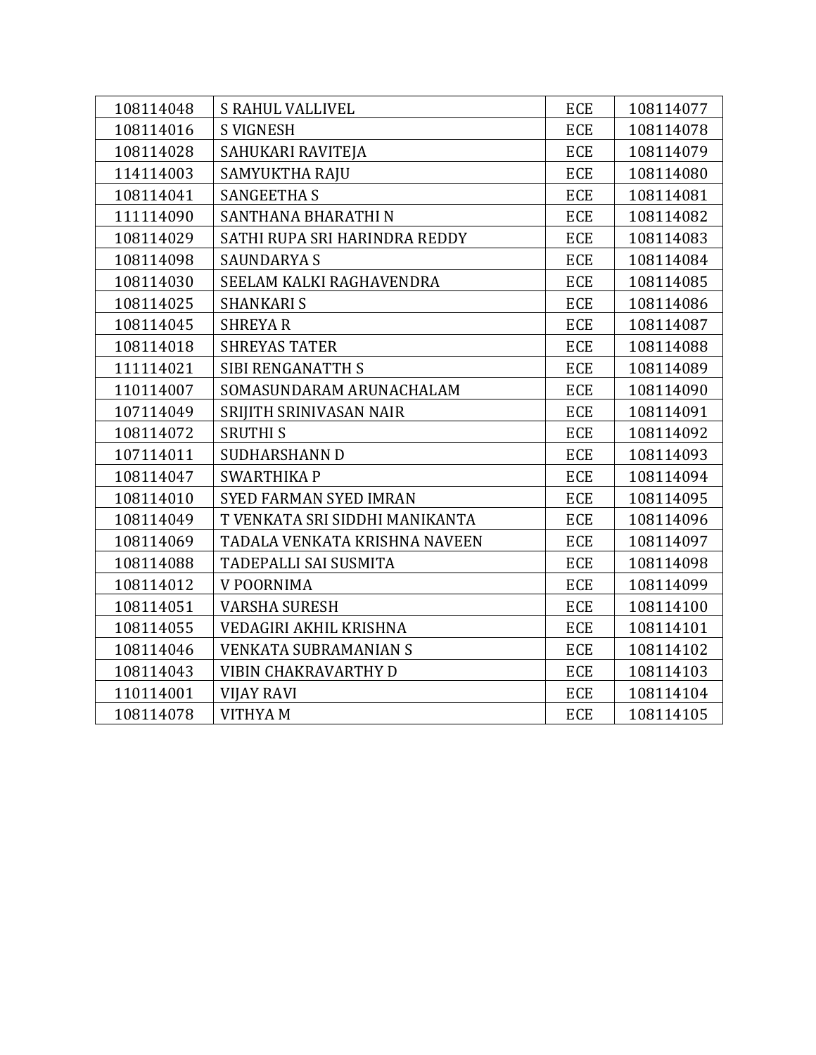| | | | |
|---|---|---|---|
| 108114048 | S RAHUL VALLIVEL | ECE | 108114077 |
| 108114016 | S VIGNESH | ECE | 108114078 |
| 108114028 | SAHUKARI RAVITEJA | ECE | 108114079 |
| 114114003 | SAMYUKTHA RAJU | ECE | 108114080 |
| 108114041 | SANGEETHA S | ECE | 108114081 |
| 111114090 | SANTHANA BHARATHI N | ECE | 108114082 |
| 108114029 | SATHI RUPA SRI HARINDRA REDDY | ECE | 108114083 |
| 108114098 | SAUNDARYA S | ECE | 108114084 |
| 108114030 | SEELAM KALKI RAGHAVENDRA | ECE | 108114085 |
| 108114025 | SHANKARI S | ECE | 108114086 |
| 108114045 | SHREYA R | ECE | 108114087 |
| 108114018 | SHREYAS TATER | ECE | 108114088 |
| 111114021 | SIBI RENGANATTH S | ECE | 108114089 |
| 110114007 | SOMASUNDARAM ARUNACHALAM | ECE | 108114090 |
| 107114049 | SRIJITH SRINIVASAN NAIR | ECE | 108114091 |
| 108114072 | SRUTHI S | ECE | 108114092 |
| 107114011 | SUDHARSHANN D | ECE | 108114093 |
| 108114047 | SWARTHIKA P | ECE | 108114094 |
| 108114010 | SYED FARMAN SYED IMRAN | ECE | 108114095 |
| 108114049 | T VENKATA SRI SIDDHI MANIKANTA | ECE | 108114096 |
| 108114069 | TADALA VENKATA KRISHNA NAVEEN | ECE | 108114097 |
| 108114088 | TADEPALLI SAI SUSMITA | ECE | 108114098 |
| 108114012 | V POORNIMA | ECE | 108114099 |
| 108114051 | VARSHA SURESH | ECE | 108114100 |
| 108114055 | VEDAGIRI AKHIL KRISHNA | ECE | 108114101 |
| 108114046 | VENKATA SUBRAMANIAN S | ECE | 108114102 |
| 108114043 | VIBIN CHAKRAVARTHY D | ECE | 108114103 |
| 110114001 | VIJAY RAVI | ECE | 108114104 |
| 108114078 | VITHYA M | ECE | 108114105 |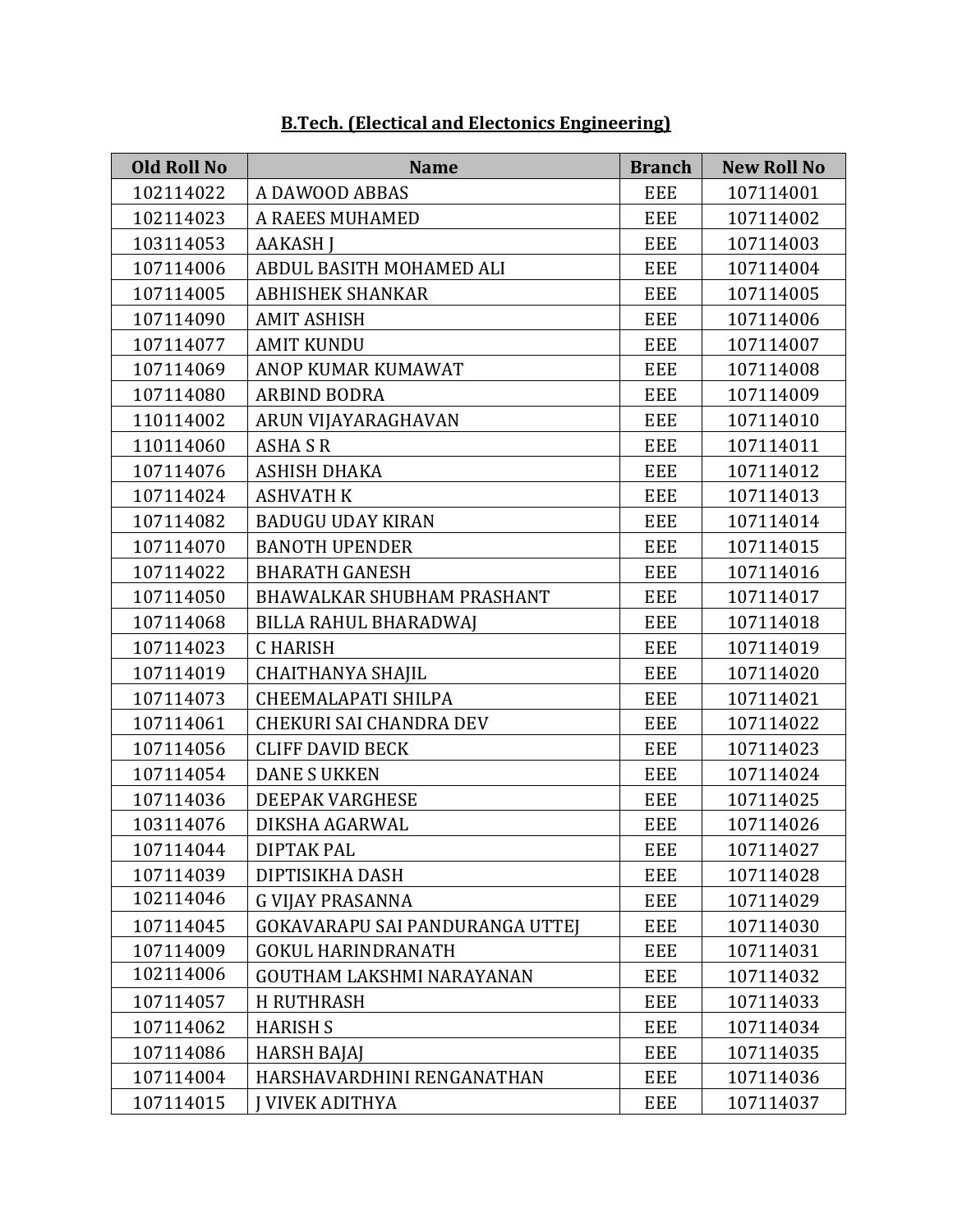**B.Tech. (Electical and Electonics Engineering)**

| Old Roll No | Name | Branch | New Roll No |
|---|---|---|---|
| 102114022 | A DAWOOD ABBAS | EEE | 107114001 |
| 102114023 | A RAEES MUHAMED | EEE | 107114002 |
| 103114053 | AAKASH J | EEE | 107114003 |
| 107114006 | ABDUL BASITH MOHAMED ALI | EEE | 107114004 |
| 107114005 | ABHISHEK SHANKAR | EEE | 107114005 |
| 107114090 | AMIT ASHISH | EEE | 107114006 |
| 107114077 | AMIT KUNDU | EEE | 107114007 |
| 107114069 | ANOP KUMAR KUMAWAT | EEE | 107114008 |
| 107114080 | ARBIND BODRA | EEE | 107114009 |
| 110114002 | ARUN VIJAYARAGHAVAN | EEE | 107114010 |
| 110114060 | ASHA S R | EEE | 107114011 |
| 107114076 | ASHISH DHAKA | EEE | 107114012 |
| 107114024 | ASHVATH K | EEE | 107114013 |
| 107114082 | BADUGU UDAY KIRAN | EEE | 107114014 |
| 107114070 | BANOTH UPENDER | EEE | 107114015 |
| 107114022 | BHARATH GANESH | EEE | 107114016 |
| 107114050 | BHAWALKAR SHUBHAM PRASHANT | EEE | 107114017 |
| 107114068 | BILLA RAHUL BHARADWAJ | EEE | 107114018 |
| 107114023 | C HARISH | EEE | 107114019 |
| 107114019 | CHAITHANYA SHAJIL | EEE | 107114020 |
| 107114073 | CHEEMALAPATI SHILPA | EEE | 107114021 |
| 107114061 | CHEKURI SAI CHANDRA DEV | EEE | 107114022 |
| 107114056 | CLIFF DAVID BECK | EEE | 107114023 |
| 107114054 | DANE S UKKEN | EEE | 107114024 |
| 107114036 | DEEPAK VARGHESE | EEE | 107114025 |
| 103114076 | DIKSHA AGARWAL | EEE | 107114026 |
| 107114044 | DIPTAK PAL | EEE | 107114027 |
| 107114039 | DIPTISIKHA DASH | EEE | 107114028 |
| 102114046 | G VIJAY PRASANNA | EEE | 107114029 |
| 107114045 | GOKAVARAPU SAI PANDURANGA UTTEJ | EEE | 107114030 |
| 107114009 | GOKUL HARINDRANATH | EEE | 107114031 |
| 102114006 | GOUTHAM LAKSHMI NARAYANAN | EEE | 107114032 |
| 107114057 | H RUTHRASH | EEE | 107114033 |
| 107114062 | HARISH S | EEE | 107114034 |
| 107114086 | HARSH BAJAJ | EEE | 107114035 |
| 107114004 | HARSHAVARDHINI RENGANATHAN | EEE | 107114036 |
| 107114015 | J VIVEK ADITHYA | EEE | 107114037 |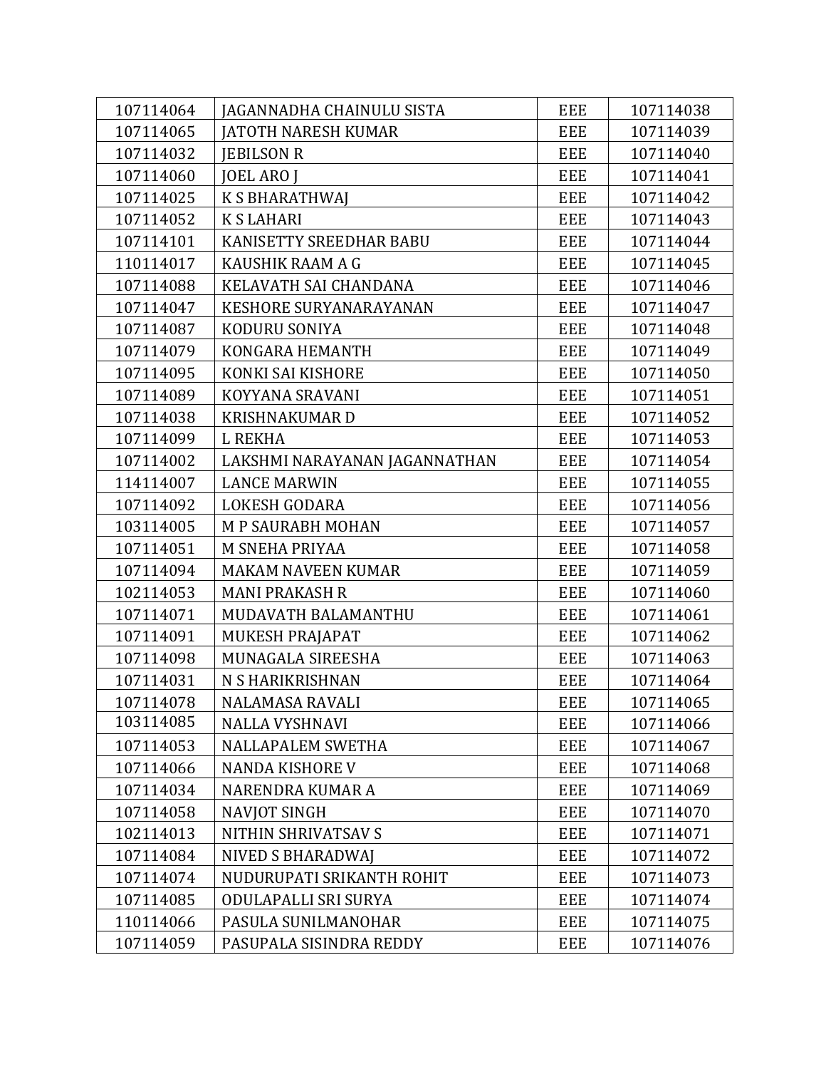| | | | |
|---|---|---|---|
| 107114064 | JAGANNADHA CHAINULU SISTA | EEE | 107114038 |
| 107114065 | JATOTH NARESH KUMAR | EEE | 107114039 |
| 107114032 | JEBILSON R | EEE | 107114040 |
| 107114060 | JOEL ARO J | EEE | 107114041 |
| 107114025 | K S BHARATHWAJ | EEE | 107114042 |
| 107114052 | K S LAHARI | EEE | 107114043 |
| 107114101 | KANISETTY SREEDHAR BABU | EEE | 107114044 |
| 110114017 | KAUSHIK RAAM A G | EEE | 107114045 |
| 107114088 | KELAVATH SAI CHANDANA | EEE | 107114046 |
| 107114047 | KESHORE SURYANARAYANAN | EEE | 107114047 |
| 107114087 | KODURU SONIYA | EEE | 107114048 |
| 107114079 | KONGARA HEMANTH | EEE | 107114049 |
| 107114095 | KONKI SAI KISHORE | EEE | 107114050 |
| 107114089 | KOYYANA SRAVANI | EEE | 107114051 |
| 107114038 | KRISHNAKUMAR D | EEE | 107114052 |
| 107114099 | L REKHA | EEE | 107114053 |
| 107114002 | LAKSHMI NARAYANAN JAGANNATHAN | EEE | 107114054 |
| 114114007 | LANCE MARWIN | EEE | 107114055 |
| 107114092 | LOKESH GODARA | EEE | 107114056 |
| 103114005 | M P SAURABH MOHAN | EEE | 107114057 |
| 107114051 | M SNEHA PRIYAA | EEE | 107114058 |
| 107114094 | MAKAM NAVEEN KUMAR | EEE | 107114059 |
| 102114053 | MANI PRAKASH R | EEE | 107114060 |
| 107114071 | MUDAVATH BALAMANTHU | EEE | 107114061 |
| 107114091 | MUKESH PRAJAPAT | EEE | 107114062 |
| 107114098 | MUNAGALA SIREESHA | EEE | 107114063 |
| 107114031 | N S HARIKRISHNAN | EEE | 107114064 |
| 107114078 | NALAMASA RAVALI | EEE | 107114065 |
| 103114085 | NALLA VYSHNAVI | EEE | 107114066 |
| 107114053 | NALLAPALEM SWETHA | EEE | 107114067 |
| 107114066 | NANDA KISHORE V | EEE | 107114068 |
| 107114034 | NARENDRA KUMAR A | EEE | 107114069 |
| 107114058 | NAVJOT SINGH | EEE | 107114070 |
| 102114013 | NITHIN SHRIVATSAV S | EEE | 107114071 |
| 107114084 | NIVED S BHARADWAJ | EEE | 107114072 |
| 107114074 | NUDURUPATI SRIKANTH ROHIT | EEE | 107114073 |
| 107114085 | ODULAPALLI SRI SURYA | EEE | 107114074 |
| 110114066 | PASULA SUNILMANOHAR | EEE | 107114075 |
| 107114059 | PASUPALA SISINDRA REDDY | EEE | 107114076 |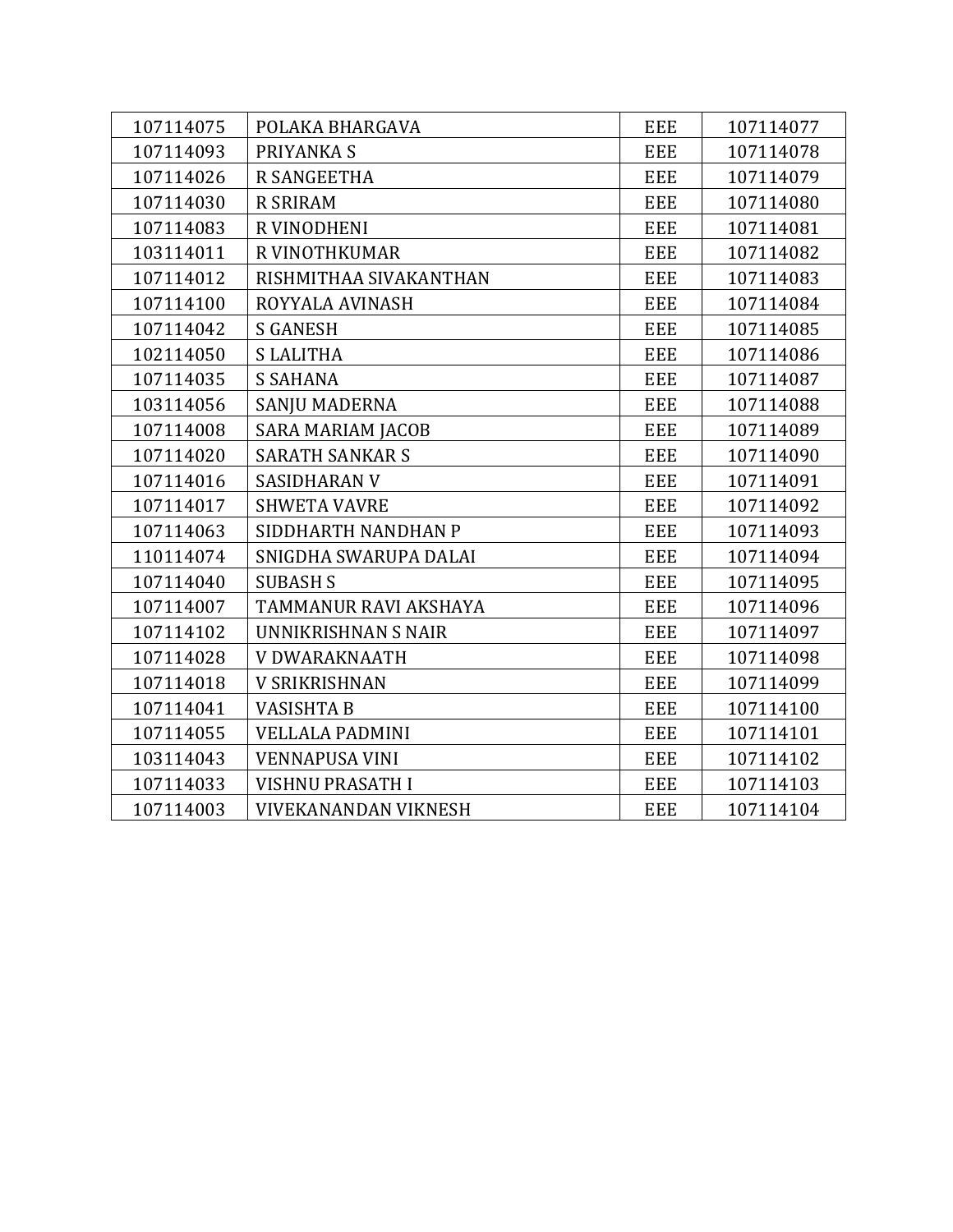| | | | |
|---|---|---|---|
| 107114075 | POLAKA BHARGAVA | EEE | 107114077 |
| 107114093 | PRIYANKA S | EEE | 107114078 |
| 107114026 | R SANGEETHA | EEE | 107114079 |
| 107114030 | R SRIRAM | EEE | 107114080 |
| 107114083 | R VINODHENI | EEE | 107114081 |
| 103114011 | R VINOTHKUMAR | EEE | 107114082 |
| 107114012 | RISHMITHAA SIVAKANTHAN | EEE | 107114083 |
| 107114100 | ROYYALA AVINASH | EEE | 107114084 |
| 107114042 | S GANESH | EEE | 107114085 |
| 102114050 | S LALITHA | EEE | 107114086 |
| 107114035 | S SAHANA | EEE | 107114087 |
| 103114056 | SANJU MADERNA | EEE | 107114088 |
| 107114008 | SARA MARIAM JACOB | EEE | 107114089 |
| 107114020 | SARATH SANKAR S | EEE | 107114090 |
| 107114016 | SASIDHARAN V | EEE | 107114091 |
| 107114017 | SHWETA VAVRE | EEE | 107114092 |
| 107114063 | SIDDHARTH NANDHAN P | EEE | 107114093 |
| 110114074 | SNIGDHA SWARUPA DALAI | EEE | 107114094 |
| 107114040 | SUBASH S | EEE | 107114095 |
| 107114007 | TAMMANUR RAVI AKSHAYA | EEE | 107114096 |
| 107114102 | UNNIKRISHNAN S NAIR | EEE | 107114097 |
| 107114028 | V DWARAKNAATH | EEE | 107114098 |
| 107114018 | V SRIKRISHNAN | EEE | 107114099 |
| 107114041 | VASISHTA B | EEE | 107114100 |
| 107114055 | VELLALA PADMINI | EEE | 107114101 |
| 103114043 | VENNAPUSA VINI | EEE | 107114102 |
| 107114033 | VISHNU PRASATH I | EEE | 107114103 |
| 107114003 | VIVEKANANDAN VIKNESH | EEE | 107114104 |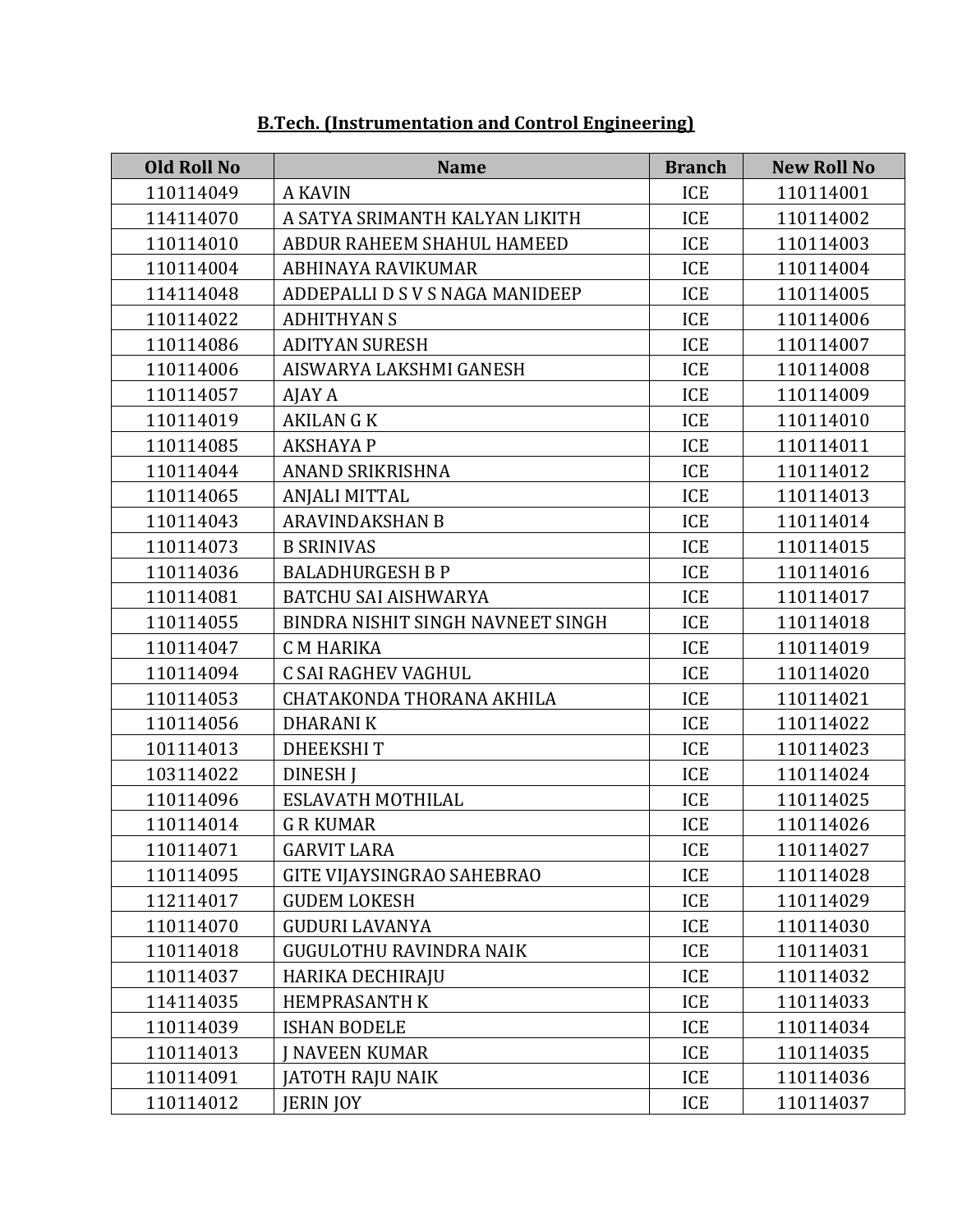**B.Tech. (Instrumentation and Control Engineering)**

| Old Roll No | Name | Branch | New Roll No |
|---|---|---|---|
| 110114049 | A KAVIN | ICE | 110114001 |
| 114114070 | A SATYA SRIMANTH KALYAN LIKITH | ICE | 110114002 |
| 110114010 | ABDUR RAHEEM SHAHUL HAMEED | ICE | 110114003 |
| 110114004 | ABHINAYA RAVIKUMAR | ICE | 110114004 |
| 114114048 | ADDEPALLI D S V S NAGA MANIDEEP | ICE | 110114005 |
| 110114022 | ADHITHYAN S | ICE | 110114006 |
| 110114086 | ADITYAN SURESH | ICE | 110114007 |
| 110114006 | AISWARYA LAKSHMI GANESH | ICE | 110114008 |
| 110114057 | AJAY A | ICE | 110114009 |
| 110114019 | AKILAN G K | ICE | 110114010 |
| 110114085 | AKSHAYA P | ICE | 110114011 |
| 110114044 | ANAND SRIKRISHNA | ICE | 110114012 |
| 110114065 | ANJALI MITTAL | ICE | 110114013 |
| 110114043 | ARAVINDAKSHAN B | ICE | 110114014 |
| 110114073 | B SRINIVAS | ICE | 110114015 |
| 110114036 | BALADHURGESH B P | ICE | 110114016 |
| 110114081 | BATCHU SAI AISHWARYA | ICE | 110114017 |
| 110114055 | BINDRA NISHIT SINGH NAVNEET SINGH | ICE | 110114018 |
| 110114047 | C M HARIKA | ICE | 110114019 |
| 110114094 | C SAI RAGHEV VAGHUL | ICE | 110114020 |
| 110114053 | CHATAKONDA THORANA AKHILA | ICE | 110114021 |
| 110114056 | DHARANI K | ICE | 110114022 |
| 101114013 | DHEEKSHI T | ICE | 110114023 |
| 103114022 | DINESH J | ICE | 110114024 |
| 110114096 | ESLAVATH MOTHILAL | ICE | 110114025 |
| 110114014 | G R KUMAR | ICE | 110114026 |
| 110114071 | GARVIT LARA | ICE | 110114027 |
| 110114095 | GITE VIJAYSINGRAO SAHEBRAO | ICE | 110114028 |
| 112114017 | GUDEM LOKESH | ICE | 110114029 |
| 110114070 | GUDURI LAVANYA | ICE | 110114030 |
| 110114018 | GUGULOTHU RAVINDRA NAIK | ICE | 110114031 |
| 110114037 | HARIKA DECHIRAJU | ICE | 110114032 |
| 114114035 | HEMPRASANTH K | ICE | 110114033 |
| 110114039 | ISHAN BODELE | ICE | 110114034 |
| 110114013 | J NAVEEN KUMAR | ICE | 110114035 |
| 110114091 | JATOTH RAJU NAIK | ICE | 110114036 |
| 110114012 | JERIN JOY | ICE | 110114037 |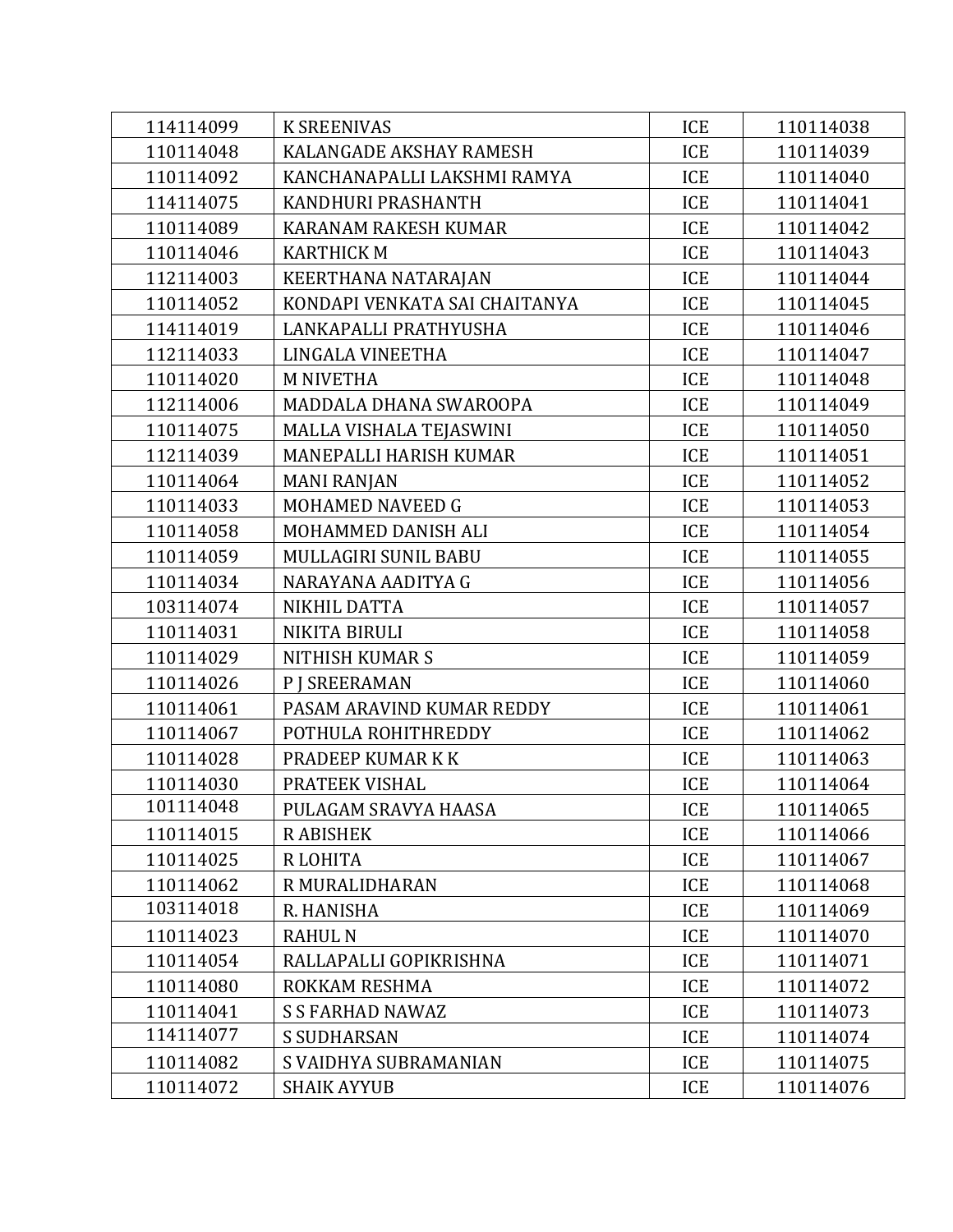| | | | |
|---|---|---|---|
| 114114099 | K SREENIVAS | ICE | 110114038 |
| 110114048 | KALANGADE AKSHAY RAMESH | ICE | 110114039 |
| 110114092 | KANCHANAPALLI LAKSHMI RAMYA | ICE | 110114040 |
| 114114075 | KANDHURI PRASHANTH | ICE | 110114041 |
| 110114089 | KARANAM RAKESH KUMAR | ICE | 110114042 |
| 110114046 | KARTHICK M | ICE | 110114043 |
| 112114003 | KEERTHANA NATARAJAN | ICE | 110114044 |
| 110114052 | KONDAPI VENKATA SAI CHAITANYA | ICE | 110114045 |
| 114114019 | LANKAPALLI PRATHYUSHA | ICE | 110114046 |
| 112114033 | LINGALA VINEETHA | ICE | 110114047 |
| 110114020 | M NIVETHA | ICE | 110114048 |
| 112114006 | MADDALA DHANA SWAROOPA | ICE | 110114049 |
| 110114075 | MALLA VISHALA TEJASWINI | ICE | 110114050 |
| 112114039 | MANEPALLI HARISH KUMAR | ICE | 110114051 |
| 110114064 | MANI RANJAN | ICE | 110114052 |
| 110114033 | MOHAMED NAVEED G | ICE | 110114053 |
| 110114058 | MOHAMMED DANISH ALI | ICE | 110114054 |
| 110114059 | MULLAGIRI SUNIL BABU | ICE | 110114055 |
| 110114034 | NARAYANA AADITYA G | ICE | 110114056 |
| 103114074 | NIKHIL DATTA | ICE | 110114057 |
| 110114031 | NIKITA BIRULI | ICE | 110114058 |
| 110114029 | NITHISH KUMAR S | ICE | 110114059 |
| 110114026 | P J SREERAMAN | ICE | 110114060 |
| 110114061 | PASAM ARAVIND KUMAR REDDY | ICE | 110114061 |
| 110114067 | POTHULA ROHITHREDDY | ICE | 110114062 |
| 110114028 | PRADEEP KUMAR K K | ICE | 110114063 |
| 110114030 | PRATEEK VISHAL | ICE | 110114064 |
| 101114048 | PULAGAM SRAVYA HAASA | ICE | 110114065 |
| 110114015 | R ABISHEK | ICE | 110114066 |
| 110114025 | R LOHITA | ICE | 110114067 |
| 110114062 | R MURALIDHARAN | ICE | 110114068 |
| 103114018 | R. HANISHA | ICE | 110114069 |
| 110114023 | RAHUL N | ICE | 110114070 |
| 110114054 | RALLAPALLI GOPIKRISHNA | ICE | 110114071 |
| 110114080 | ROKKAM RESHMA | ICE | 110114072 |
| 110114041 | S S FARHAD NAWAZ | ICE | 110114073 |
| 114114077 | S SUDHARSAN | ICE | 110114074 |
| 110114082 | S VAIDHYA SUBRAMANIAN | ICE | 110114075 |
| 110114072 | SHAIK AYYUB | ICE | 110114076 |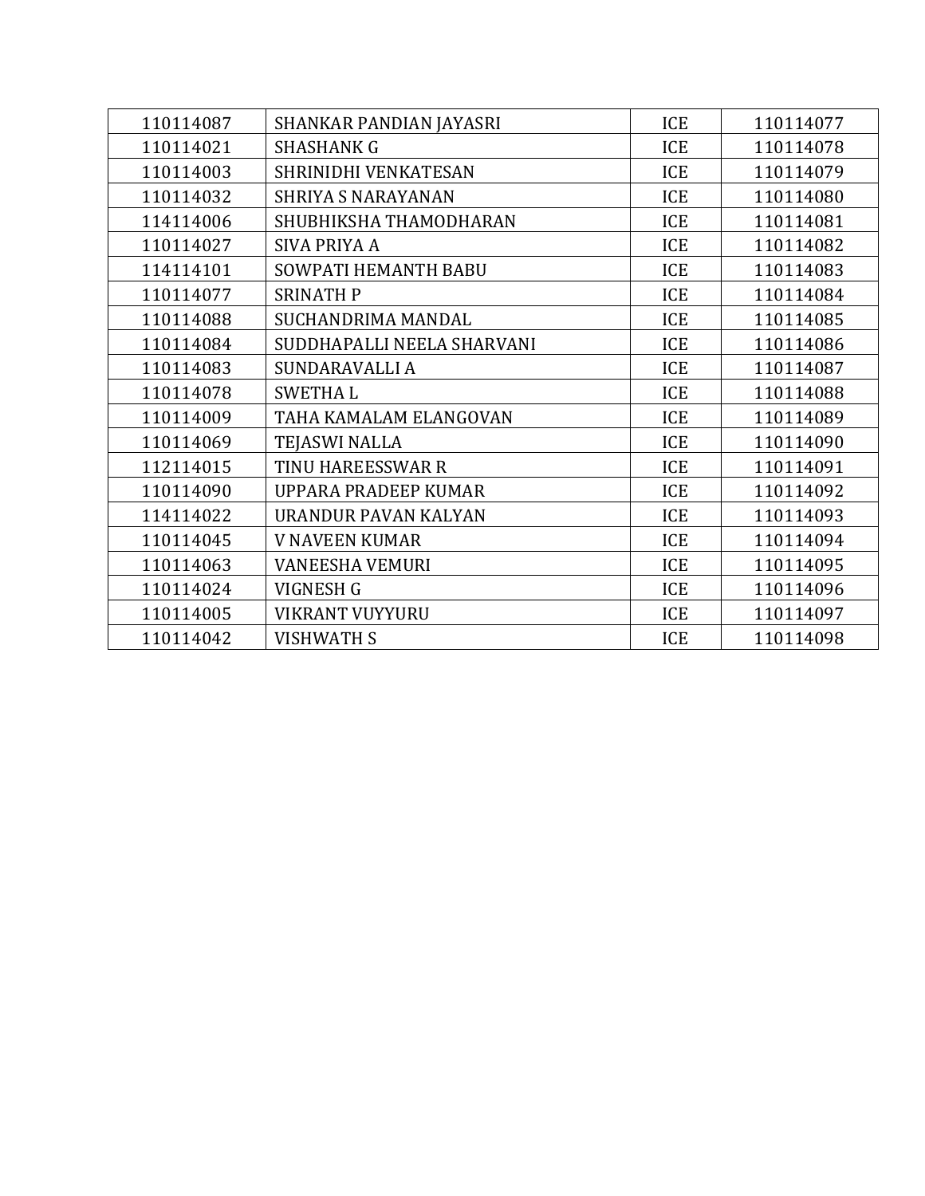| | | | |
|---|---|---|---|
| 110114087 | SHANKAR PANDIAN JAYASRI | ICE | 110114077 |
| 110114021 | SHASHANK G | ICE | 110114078 |
| 110114003 | SHRINIDHI VENKATESAN | ICE | 110114079 |
| 110114032 | SHRIYA S NARAYANAN | ICE | 110114080 |
| 114114006 | SHUBHIKSHA THAMODHARAN | ICE | 110114081 |
| 110114027 | SIVA PRIYA A | ICE | 110114082 |
| 114114101 | SOWPATI HEMANTH BABU | ICE | 110114083 |
| 110114077 | SRINATH P | ICE | 110114084 |
| 110114088 | SUCHANDRIMA MANDAL | ICE | 110114085 |
| 110114084 | SUDDHAPALLI NEELA SHARVANI | ICE | 110114086 |
| 110114083 | SUNDARAVALLI A | ICE | 110114087 |
| 110114078 | SWETHA L | ICE | 110114088 |
| 110114009 | TAHA KAMALAM ELANGOVAN | ICE | 110114089 |
| 110114069 | TEJASWI NALLA | ICE | 110114090 |
| 112114015 | TINU HAREESSWAR R | ICE | 110114091 |
| 110114090 | UPPARA PRADEEP KUMAR | ICE | 110114092 |
| 114114022 | URANDUR PAVAN KALYAN | ICE | 110114093 |
| 110114045 | V NAVEEN KUMAR | ICE | 110114094 |
| 110114063 | VANEESHA VEMURI | ICE | 110114095 |
| 110114024 | VIGNESH G | ICE | 110114096 |
| 110114005 | VIKRANT VUYYURU | ICE | 110114097 |
| 110114042 | VISHWATH S | ICE | 110114098 |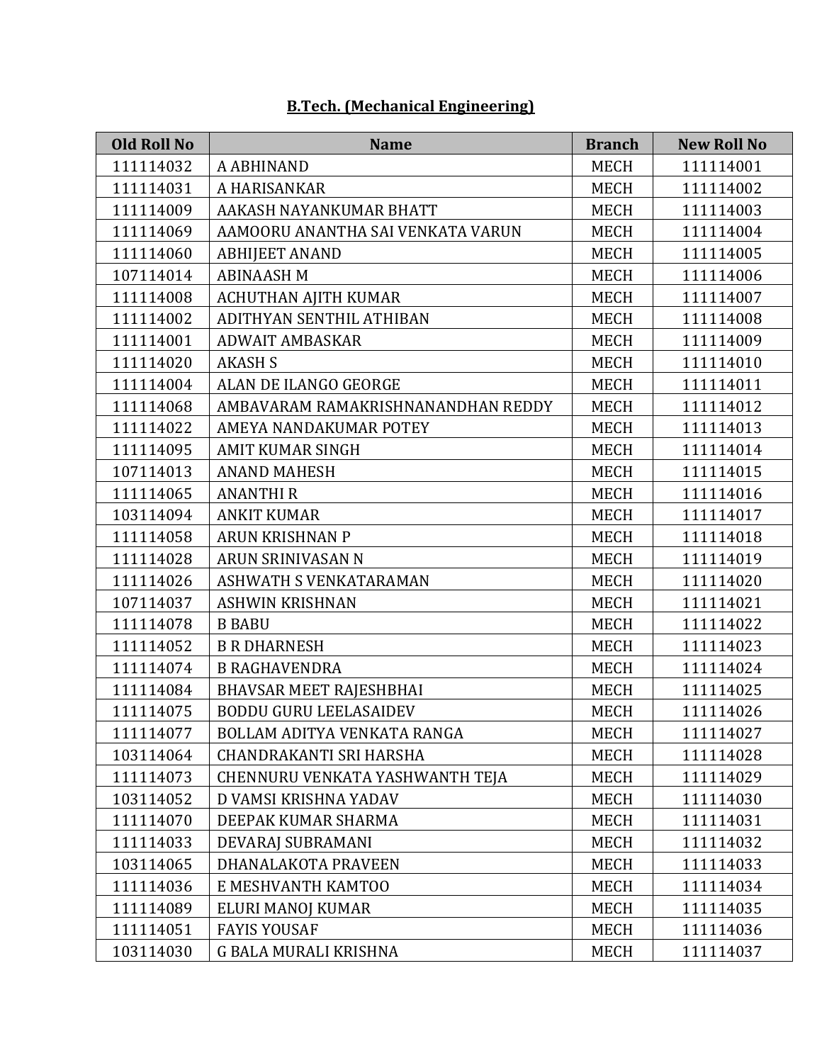## B.Tech. (Mechanical Engineering)

| Old Roll No | Name | Branch | New Roll No |
|---|---|---|---|
| 111114032 | A ABHINAND | MECH | 111114001 |
| 111114031 | A HARISANKAR | MECH | 111114002 |
| 111114009 | AAKASH NAYANKUMAR BHATT | MECH | 111114003 |
| 111114069 | AAMOORU ANANTHA SAI VENKATA VARUN | MECH | 111114004 |
| 111114060 | ABHIJEET ANAND | MECH | 111114005 |
| 107114014 | ABINAASH M | MECH | 111114006 |
| 111114008 | ACHUTHAN AJITH KUMAR | MECH | 111114007 |
| 111114002 | ADITHYAN SENTHIL ATHIBAN | MECH | 111114008 |
| 111114001 | ADWAIT AMBASKAR | MECH | 111114009 |
| 111114020 | AKASH S | MECH | 111114010 |
| 111114004 | ALAN DE ILANGO GEORGE | MECH | 111114011 |
| 111114068 | AMBAVARAM RAMAKRISHNANANDHAN REDDY | MECH | 111114012 |
| 111114022 | AMEYA NANDAKUMAR POTEY | MECH | 111114013 |
| 111114095 | AMIT KUMAR SINGH | MECH | 111114014 |
| 107114013 | ANAND MAHESH | MECH | 111114015 |
| 111114065 | ANANTHI R | MECH | 111114016 |
| 103114094 | ANKIT KUMAR | MECH | 111114017 |
| 111114058 | ARUN KRISHNAN P | MECH | 111114018 |
| 111114028 | ARUN SRINIVASAN N | MECH | 111114019 |
| 111114026 | ASHWATH S VENKATARAMAN | MECH | 111114020 |
| 107114037 | ASHWIN KRISHNAN | MECH | 111114021 |
| 111114078 | B BABU | MECH | 111114022 |
| 111114052 | B R DHARNESH | MECH | 111114023 |
| 111114074 | B RAGHAVENDRA | MECH | 111114024 |
| 111114084 | BHAVSAR MEET RAJESHBHAI | MECH | 111114025 |
| 111114075 | BODDU GURU LEELASAIDEV | MECH | 111114026 |
| 111114077 | BOLLAM ADITYA VENKATA RANGA | MECH | 111114027 |
| 103114064 | CHANDRAKANTI SRI HARSHA | MECH | 111114028 |
| 111114073 | CHENNURU VENKATA YASHWANTH TEJA | MECH | 111114029 |
| 103114052 | D VAMSI KRISHNA YADAV | MECH | 111114030 |
| 111114070 | DEEPAK KUMAR SHARMA | MECH | 111114031 |
| 111114033 | DEVARAJ SUBRAMANI | MECH | 111114032 |
| 103114065 | DHANALAKOTA PRAVEEN | MECH | 111114033 |
| 111114036 | E MESHVANTH KAMTOO | MECH | 111114034 |
| 111114089 | ELURI MANOJ KUMAR | MECH | 111114035 |
| 111114051 | FAYIS YOUSAF | MECH | 111114036 |
| 103114030 | G BALA MURALI KRISHNA | MECH | 111114037 |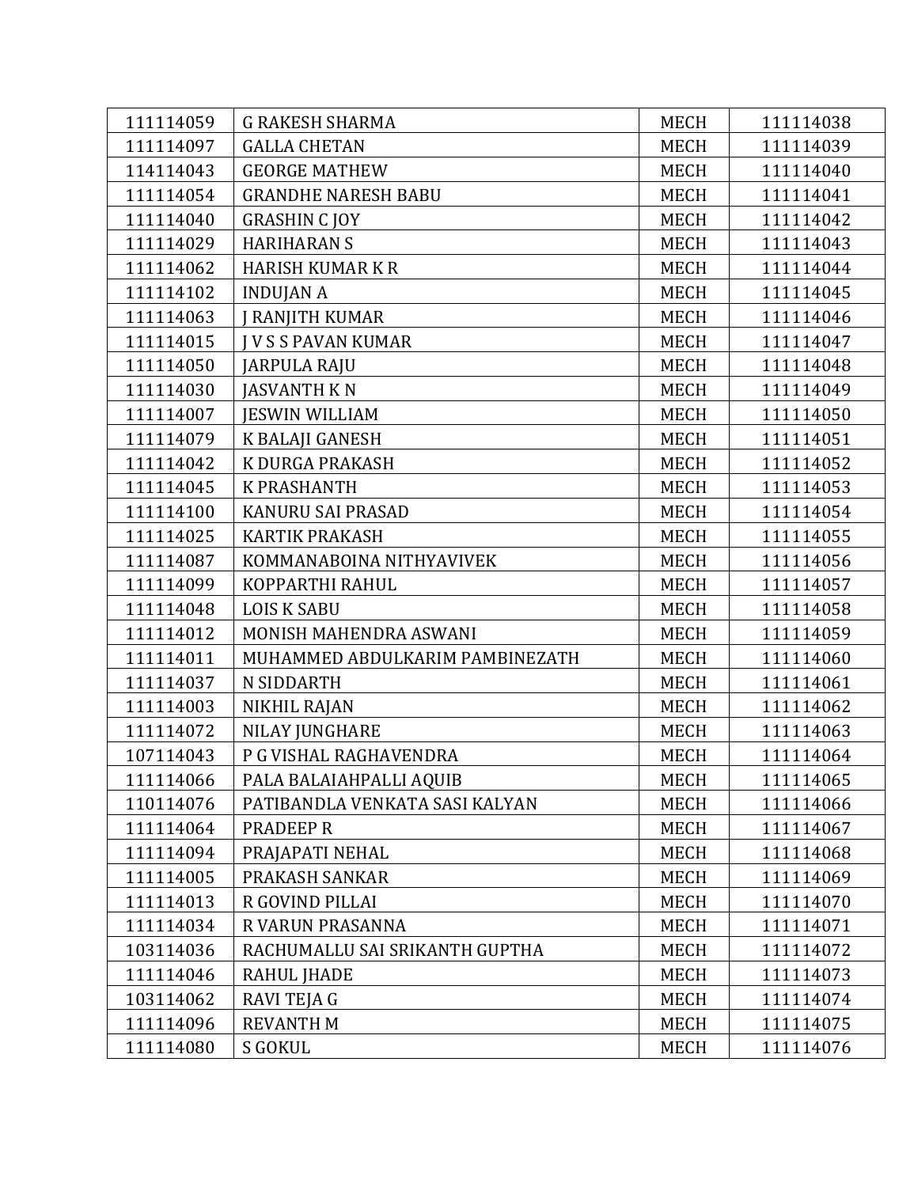| 111114059 | G RAKESH SHARMA | MECH | 111114038 |
|---|---|---|---|
| 111114097 | GALLA CHETAN | MECH | 111114039 |
| 114114043 | GEORGE MATHEW | MECH | 111114040 |
| 111114054 | GRANDHE NARESH BABU | MECH | 111114041 |
| 111114040 | GRASHIN C JOY | MECH | 111114042 |
| 111114029 | HARIHARAN S | MECH | 111114043 |
| 111114062 | HARISH KUMAR K R | MECH | 111114044 |
| 111114102 | INDUJAN A | MECH | 111114045 |
| 111114063 | J RANJITH KUMAR | MECH | 111114046 |
| 111114015 | J V S S PAVAN KUMAR | MECH | 111114047 |
| 111114050 | JARPULA RAJU | MECH | 111114048 |
| 111114030 | JASVANTH K N | MECH | 111114049 |
| 111114007 | JESWIN WILLIAM | MECH | 111114050 |
| 111114079 | K BALAJI GANESH | MECH | 111114051 |
| 111114042 | K DURGA PRAKASH | MECH | 111114052 |
| 111114045 | K PRASHANTH | MECH | 111114053 |
| 111114100 | KANURU SAI PRASAD | MECH | 111114054 |
| 111114025 | KARTIK PRAKASH | MECH | 111114055 |
| 111114087 | KOMMANABOINA NITHYAVIVEK | MECH | 111114056 |
| 111114099 | KOPPARTHI RAHUL | MECH | 111114057 |
| 111114048 | LOIS K SABU | MECH | 111114058 |
| 111114012 | MONISH MAHENDRA ASWANI | MECH | 111114059 |
| 111114011 | MUHAMMED ABDULKARIM PAMBINEZATH | MECH | 111114060 |
| 111114037 | N SIDDARTH | MECH | 111114061 |
| 111114003 | NIKHIL RAJAN | MECH | 111114062 |
| 111114072 | NILAY JUNGHARE | MECH | 111114063 |
| 107114043 | P G VISHAL RAGHAVENDRA | MECH | 111114064 |
| 111114066 | PALA BALAIAHPALLI AQUIB | MECH | 111114065 |
| 110114076 | PATIBANDLA VENKATA SASI KALYAN | MECH | 111114066 |
| 111114064 | PRADEEP R | MECH | 111114067 |
| 111114094 | PRAJAPATI NEHAL | MECH | 111114068 |
| 111114005 | PRAKASH SANKAR | MECH | 111114069 |
| 111114013 | R GOVIND PILLAI | MECH | 111114070 |
| 111114034 | R VARUN PRASANNA | MECH | 111114071 |
| 103114036 | RACHUMALLU SAI SRIKANTH GUPTHA | MECH | 111114072 |
| 111114046 | RAHUL JHADE | MECH | 111114073 |
| 103114062 | RAVI TEJA G | MECH | 111114074 |
| 111114096 | REVANTH M | MECH | 111114075 |
| 111114080 | S GOKUL | MECH | 111114076 |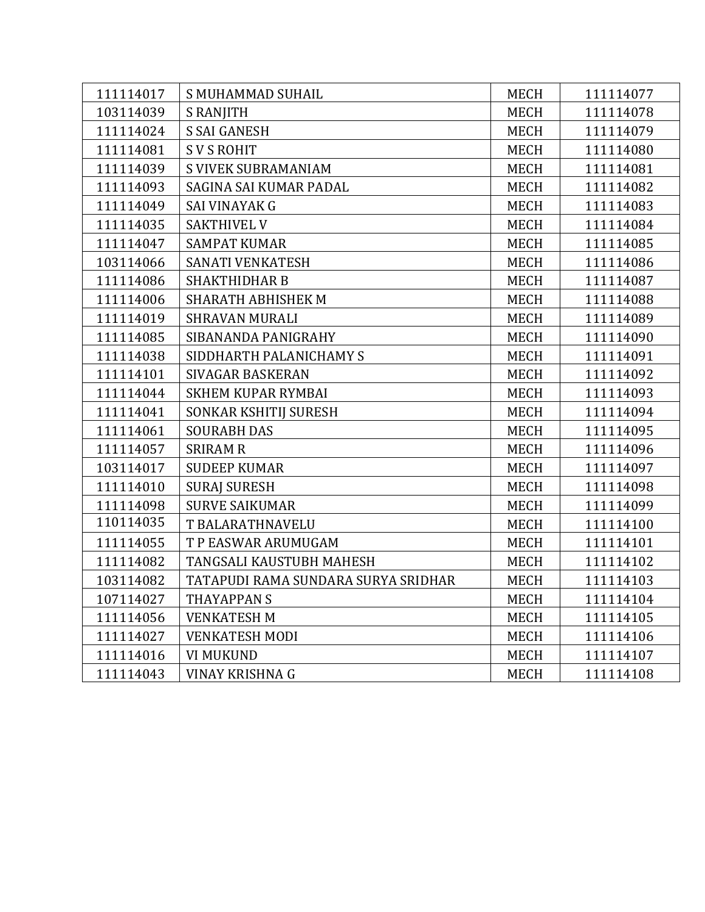| 111114017 | S MUHAMMAD SUHAIL | MECH | 111114077 |
|---|---|---|---|
| 103114039 | S RANJITH | MECH | 111114078 |
| 111114024 | S SAI GANESH | MECH | 111114079 |
| 111114081 | S V S ROHIT | MECH | 111114080 |
| 111114039 | S VIVEK SUBRAMANIAM | MECH | 111114081 |
| 111114093 | SAGINA SAI KUMAR PADAL | MECH | 111114082 |
| 111114049 | SAI VINAYAK G | MECH | 111114083 |
| 111114035 | SAKTHIVEL V | MECH | 111114084 |
| 111114047 | SAMPAT KUMAR | MECH | 111114085 |
| 103114066 | SANATI VENKATESH | MECH | 111114086 |
| 111114086 | SHAKTHIDHAR B | MECH | 111114087 |
| 111114006 | SHARATH ABHISHEK M | MECH | 111114088 |
| 111114019 | SHRAVAN MURALI | MECH | 111114089 |
| 111114085 | SIBANANDA PANIGRAHY | MECH | 111114090 |
| 111114038 | SIDDHARTH PALANICHAMY S | MECH | 111114091 |
| 111114101 | SIVAGAR BASKERAN | MECH | 111114092 |
| 111114044 | SKHEM KUPAR RYMBAI | MECH | 111114093 |
| 111114041 | SONKAR KSHITIJ SURESH | MECH | 111114094 |
| 111114061 | SOURABH DAS | MECH | 111114095 |
| 111114057 | SRIRAM R | MECH | 111114096 |
| 103114017 | SUDEEP KUMAR | MECH | 111114097 |
| 111114010 | SURAJ SURESH | MECH | 111114098 |
| 111114098 | SURVE SAIKUMAR | MECH | 111114099 |
| 110114035 | T BALARATHNAVELU | MECH | 111114100 |
| 111114055 | T P EASWAR ARUMUGAM | MECH | 111114101 |
| 111114082 | TANGSALI KAUSTUBH MAHESH | MECH | 111114102 |
| 103114082 | TATAPUDI RAMA SUNDARA SURYA SRIDHAR | MECH | 111114103 |
| 107114027 | THAYAPPAN S | MECH | 111114104 |
| 111114056 | VENKATESH M | MECH | 111114105 |
| 111114027 | VENKATESH MODI | MECH | 111114106 |
| 111114016 | VI MUKUND | MECH | 111114107 |
| 111114043 | VINAY KRISHNA G | MECH | 111114108 |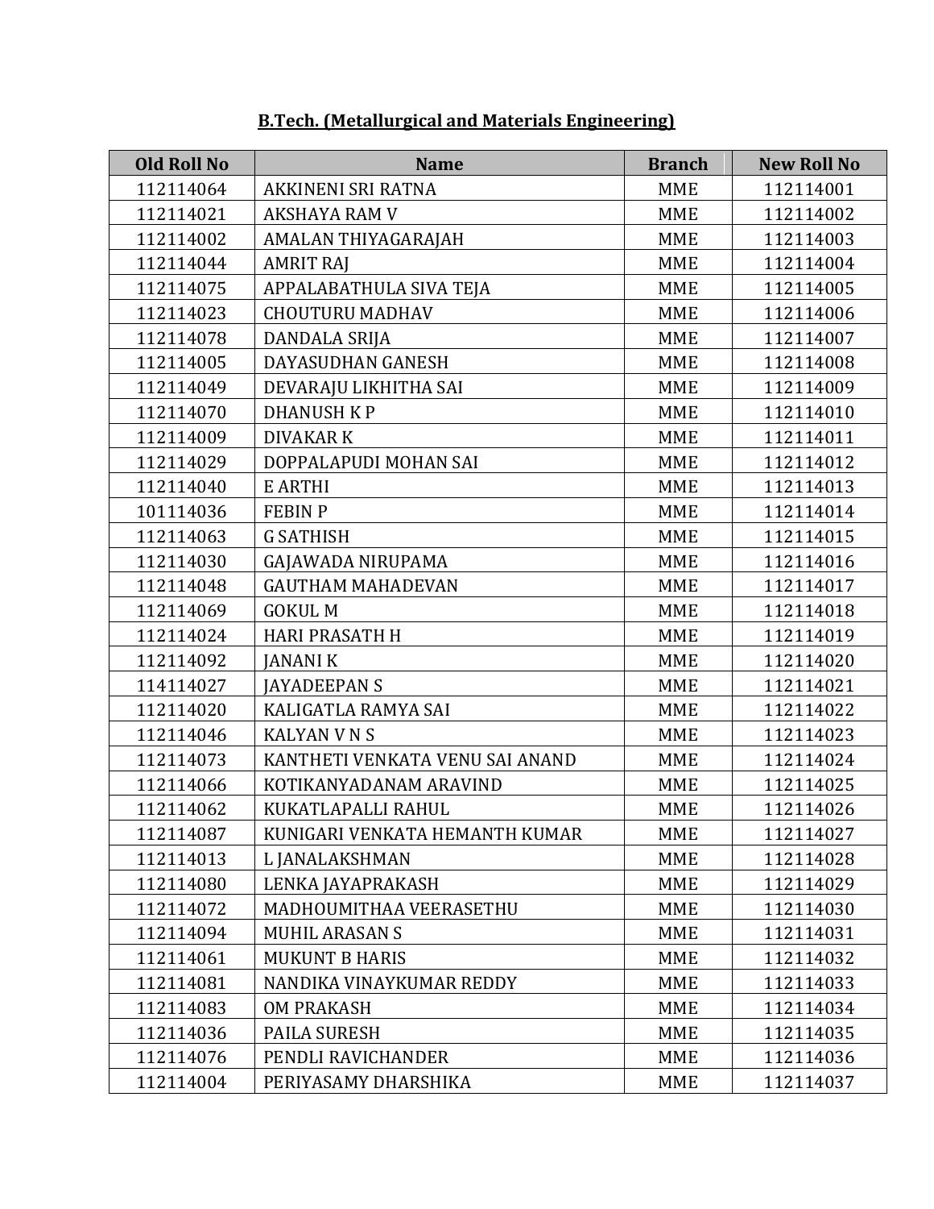**B.Tech. (Metallurgical and Materials Engineering)**

| Old Roll No | Name | Branch | New Roll No |
|---|---|---|---|
| 112114064 | AKKINENI SRI RATNA | MME | 112114001 |
| 112114021 | AKSHAYA RAM V | MME | 112114002 |
| 112114002 | AMALAN THIYAGARAJAH | MME | 112114003 |
| 112114044 | AMRIT RAJ | MME | 112114004 |
| 112114075 | APPALABATHULA SIVA TEJA | MME | 112114005 |
| 112114023 | CHOUTURU MADHAV | MME | 112114006 |
| 112114078 | DANDALA SRIJA | MME | 112114007 |
| 112114005 | DAYASUDHAN GANESH | MME | 112114008 |
| 112114049 | DEVARAJU LIKHITHA SAI | MME | 112114009 |
| 112114070 | DHANUSH K P | MME | 112114010 |
| 112114009 | DIVAKAR K | MME | 112114011 |
| 112114029 | DOPPALAPUDI MOHAN SAI | MME | 112114012 |
| 112114040 | E ARTHI | MME | 112114013 |
| 101114036 | FEBIN P | MME | 112114014 |
| 112114063 | G SATHISH | MME | 112114015 |
| 112114030 | GAJAWADA NIRUPAMA | MME | 112114016 |
| 112114048 | GAUTHAM MAHADEVAN | MME | 112114017 |
| 112114069 | GOKUL M | MME | 112114018 |
| 112114024 | HARI PRASATH H | MME | 112114019 |
| 112114092 | JANANI K | MME | 112114020 |
| 114114027 | JAYADEEPAN S | MME | 112114021 |
| 112114020 | KALIGATLA RAMYA SAI | MME | 112114022 |
| 112114046 | KALYAN V N S | MME | 112114023 |
| 112114073 | KANTHETI VENKATA VENU SAI ANAND | MME | 112114024 |
| 112114066 | KOTIKANYADANAM ARAVIND | MME | 112114025 |
| 112114062 | KUKATLAPALLI RAHUL | MME | 112114026 |
| 112114087 | KUNIGARI VENKATA HEMANTH KUMAR | MME | 112114027 |
| 112114013 | L JANALAKSHMAN | MME | 112114028 |
| 112114080 | LENKA JAYAPRAKASH | MME | 112114029 |
| 112114072 | MADHOUMITHAA VEERASETHU | MME | 112114030 |
| 112114094 | MUHIL ARASAN S | MME | 112114031 |
| 112114061 | MUKUNT B HARIS | MME | 112114032 |
| 112114081 | NANDIKA VINAYKUMAR REDDY | MME | 112114033 |
| 112114083 | OM PRAKASH | MME | 112114034 |
| 112114036 | PAILA SURESH | MME | 112114035 |
| 112114076 | PENDLI RAVICHANDER | MME | 112114036 |
| 112114004 | PERIYASAMY DHARSHIKA | MME | 112114037 |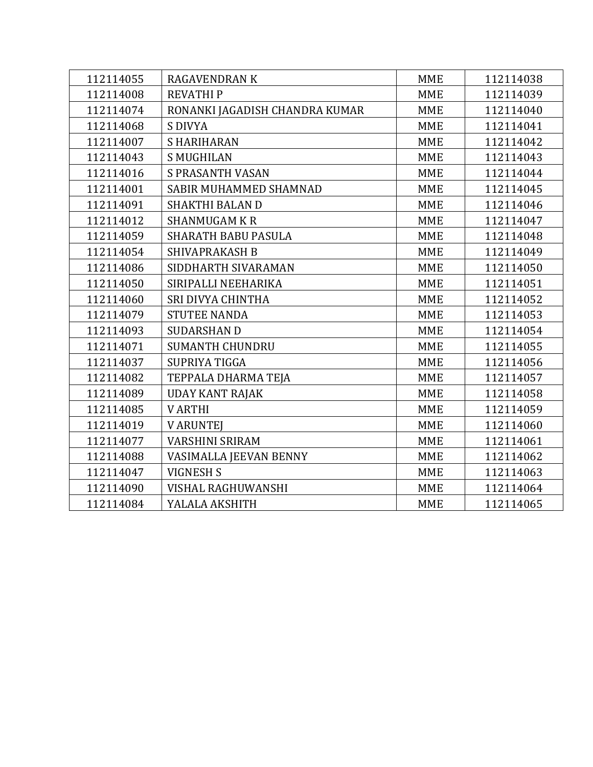| 112114055 | RAGAVENDRAN K | MME | 112114038 |
|---|---|---|---|
| 112114008 | REVATHI P | MME | 112114039 |
| 112114074 | RONANKI JAGADISH CHANDRA KUMAR | MME | 112114040 |
| 112114068 | S DIVYA | MME | 112114041 |
| 112114007 | S HARIHARAN | MME | 112114042 |
| 112114043 | S MUGHILAN | MME | 112114043 |
| 112114016 | S PRASANTH VASAN | MME | 112114044 |
| 112114001 | SABIR MUHAMMED SHAMNAD | MME | 112114045 |
| 112114091 | SHAKTHI BALAN D | MME | 112114046 |
| 112114012 | SHANMUGAM K R | MME | 112114047 |
| 112114059 | SHARATH BABU PASULA | MME | 112114048 |
| 112114054 | SHIVAPRAKASH B | MME | 112114049 |
| 112114086 | SIDDHARTH SIVARAMAN | MME | 112114050 |
| 112114050 | SIRIPALLI NEEHARIKA | MME | 112114051 |
| 112114060 | SRI DIVYA CHINTHA | MME | 112114052 |
| 112114079 | STUTEE NANDA | MME | 112114053 |
| 112114093 | SUDARSHAN D | MME | 112114054 |
| 112114071 | SUMANTH CHUNDRU | MME | 112114055 |
| 112114037 | SUPRIYA TIGGA | MME | 112114056 |
| 112114082 | TEPPALA DHARMA TEJA | MME | 112114057 |
| 112114089 | UDAY KANT RAJAK | MME | 112114058 |
| 112114085 | V ARTHI | MME | 112114059 |
| 112114019 | V ARUNTEJ | MME | 112114060 |
| 112114077 | VARSHINI SRIRAM | MME | 112114061 |
| 112114088 | VASIMALLA JEEVAN BENNY | MME | 112114062 |
| 112114047 | VIGNESH S | MME | 112114063 |
| 112114090 | VISHAL RAGHUWANSHI | MME | 112114064 |
| 112114084 | YALALA AKSHITH | MME | 112114065 |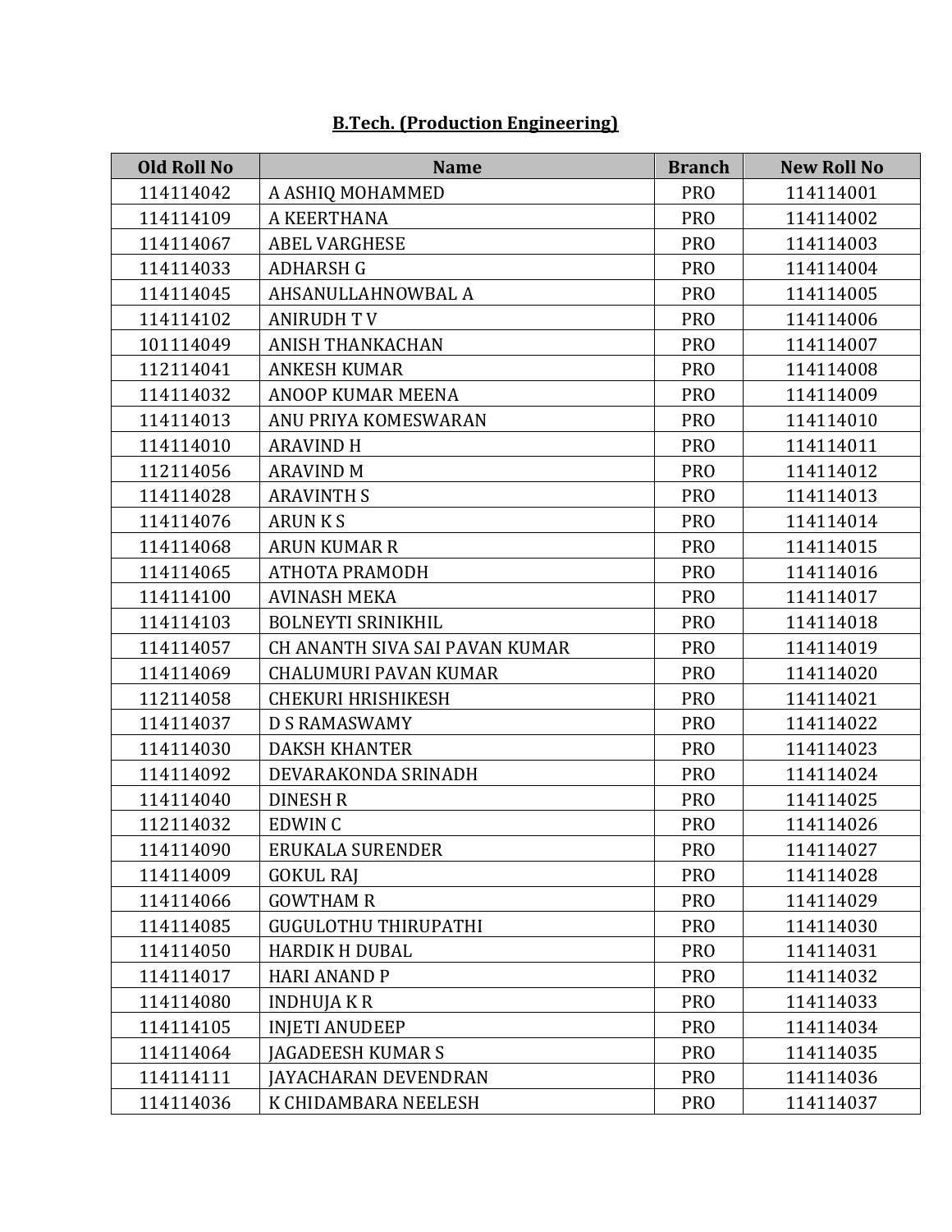**B.Tech. (Production Engineering)**

| Old Roll No | Name | Branch | New Roll No |
|---|---|---|---|
| 114114042 | A ASHIQ MOHAMMED | PRO | 114114001 |
| 114114109 | A KEERTHANA | PRO | 114114002 |
| 114114067 | ABEL VARGHESE | PRO | 114114003 |
| 114114033 | ADHARSH G | PRO | 114114004 |
| 114114045 | AHSANULLAHNOWBAL A | PRO | 114114005 |
| 114114102 | ANIRUDH T V | PRO | 114114006 |
| 101114049 | ANISH THANKACHAN | PRO | 114114007 |
| 112114041 | ANKESH KUMAR | PRO | 114114008 |
| 114114032 | ANOOP KUMAR MEENA | PRO | 114114009 |
| 114114013 | ANU PRIYA KOMESWARAN | PRO | 114114010 |
| 114114010 | ARAVIND H | PRO | 114114011 |
| 112114056 | ARAVIND M | PRO | 114114012 |
| 114114028 | ARAVINTH S | PRO | 114114013 |
| 114114076 | ARUN K S | PRO | 114114014 |
| 114114068 | ARUN KUMAR R | PRO | 114114015 |
| 114114065 | ATHOTA PRAMODH | PRO | 114114016 |
| 114114100 | AVINASH MEKA | PRO | 114114017 |
| 114114103 | BOLNEYTI SRINIKHIL | PRO | 114114018 |
| 114114057 | CH ANANTH SIVA SAI PAVAN KUMAR | PRO | 114114019 |
| 114114069 | CHALUMURI PAVAN KUMAR | PRO | 114114020 |
| 112114058 | CHEKURI HRISHIKESH | PRO | 114114021 |
| 114114037 | D S RAMASWAMY | PRO | 114114022 |
| 114114030 | DAKSH KHANTER | PRO | 114114023 |
| 114114092 | DEVARAKONDA SRINADH | PRO | 114114024 |
| 114114040 | DINESH R | PRO | 114114025 |
| 112114032 | EDWIN C | PRO | 114114026 |
| 114114090 | ERUKALA SURENDER | PRO | 114114027 |
| 114114009 | GOKUL RAJ | PRO | 114114028 |
| 114114066 | GOWTHAM R | PRO | 114114029 |
| 114114085 | GUGULOTHU THIRUPATHI | PRO | 114114030 |
| 114114050 | HARDIK H DUBAL | PRO | 114114031 |
| 114114017 | HARI ANAND P | PRO | 114114032 |
| 114114080 | INDHUJA K R | PRO | 114114033 |
| 114114105 | INJETI ANUDEEP | PRO | 114114034 |
| 114114064 | JAGADEESH KUMAR S | PRO | 114114035 |
| 114114111 | JAYACHARAN DEVENDRAN | PRO | 114114036 |
| 114114036 | K CHIDAMBARA NEELESH | PRO | 114114037 |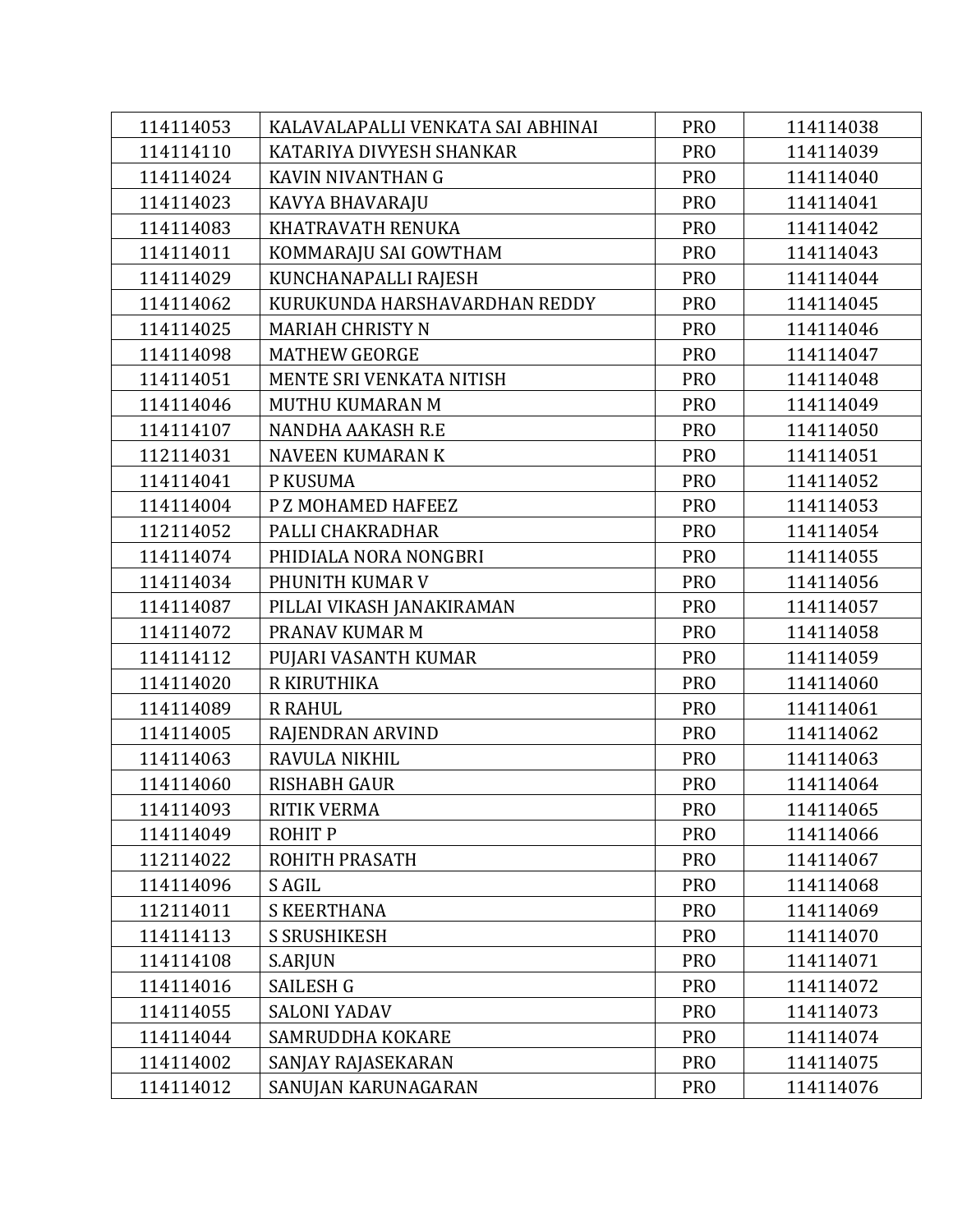| | | | |
|---|---|---|---|
| 114114053 | KALAVALAPALLI VENKATA SAI ABHINAI | PRO | 114114038 |
| 114114110 | KATARIYA DIVYESH SHANKAR | PRO | 114114039 |
| 114114024 | KAVIN NIVANTHAN G | PRO | 114114040 |
| 114114023 | KAVYA BHAVARAJU | PRO | 114114041 |
| 114114083 | KHATRAVATH RENUKA | PRO | 114114042 |
| 114114011 | KOMMARAJU SAI GOWTHAM | PRO | 114114043 |
| 114114029 | KUNCHANAPALLI RAJESH | PRO | 114114044 |
| 114114062 | KURUKUNDA HARSHAVARDHAN REDDY | PRO | 114114045 |
| 114114025 | MARIAH CHRISTY N | PRO | 114114046 |
| 114114098 | MATHEW GEORGE | PRO | 114114047 |
| 114114051 | MENTE SRI VENKATA NITISH | PRO | 114114048 |
| 114114046 | MUTHU KUMARAN M | PRO | 114114049 |
| 114114107 | NANDHA AAKASH R.E | PRO | 114114050 |
| 112114031 | NAVEEN KUMARAN K | PRO | 114114051 |
| 114114041 | P KUSUMA | PRO | 114114052 |
| 114114004 | P Z MOHAMED HAFEEZ | PRO | 114114053 |
| 112114052 | PALLI CHAKRADHAR | PRO | 114114054 |
| 114114074 | PHIDIALA NORA NONGBRI | PRO | 114114055 |
| 114114034 | PHUNITH KUMAR V | PRO | 114114056 |
| 114114087 | PILLAI VIKASH JANAKIRAMAN | PRO | 114114057 |
| 114114072 | PRANAV KUMAR M | PRO | 114114058 |
| 114114112 | PUJARI VASANTH KUMAR | PRO | 114114059 |
| 114114020 | R KIRUTHIKA | PRO | 114114060 |
| 114114089 | R RAHUL | PRO | 114114061 |
| 114114005 | RAJENDRAN ARVIND | PRO | 114114062 |
| 114114063 | RAVULA NIKHIL | PRO | 114114063 |
| 114114060 | RISHABH GAUR | PRO | 114114064 |
| 114114093 | RITIK VERMA | PRO | 114114065 |
| 114114049 | ROHIT P | PRO | 114114066 |
| 112114022 | ROHITH PRASATH | PRO | 114114067 |
| 114114096 | S AGIL | PRO | 114114068 |
| 112114011 | S KEERTHANA | PRO | 114114069 |
| 114114113 | S SRUSHIKESH | PRO | 114114070 |
| 114114108 | S.ARJUN | PRO | 114114071 |
| 114114016 | SAILESH G | PRO | 114114072 |
| 114114055 | SALONI YADAV | PRO | 114114073 |
| 114114044 | SAMRUDDHA KOKARE | PRO | 114114074 |
| 114114002 | SANJAY RAJASEKARAN | PRO | 114114075 |
| 114114012 | SANUJAN KARUNAGARAN | PRO | 114114076 |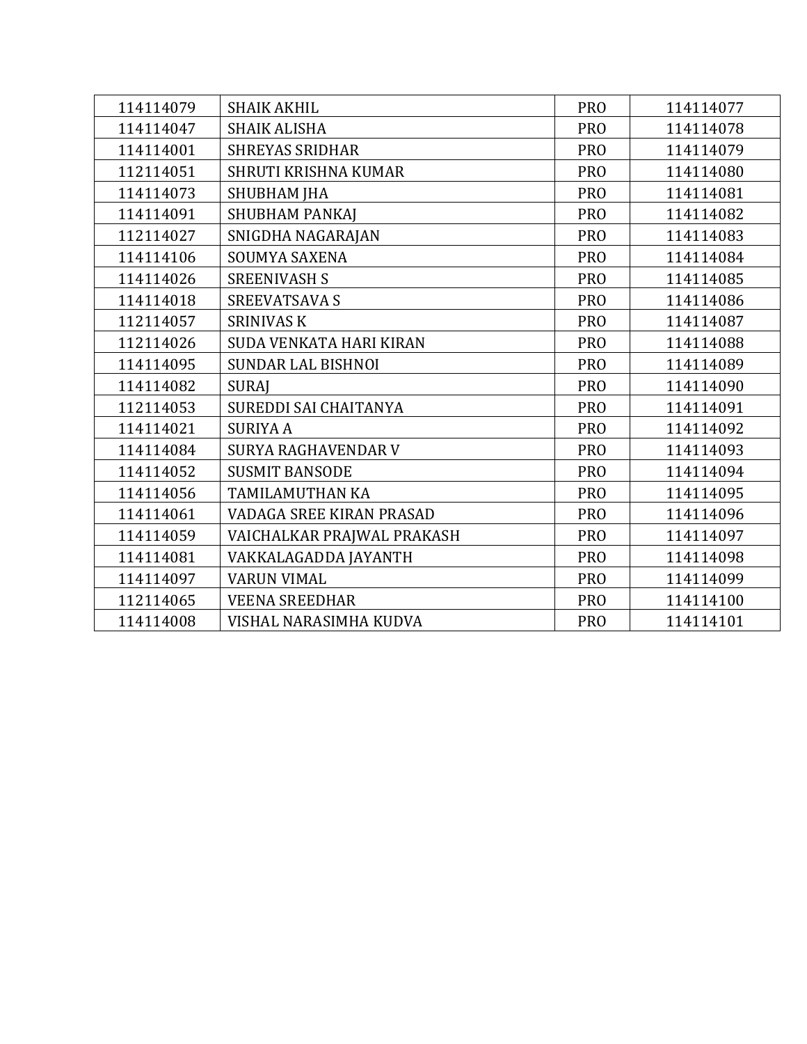| | | | |
|---|---|---|---|
| 114114079 | SHAIK AKHIL | PRO | 114114077 |
| 114114047 | SHAIK ALISHA | PRO | 114114078 |
| 114114001 | SHREYAS SRIDHAR | PRO | 114114079 |
| 112114051 | SHRUTI KRISHNA KUMAR | PRO | 114114080 |
| 114114073 | SHUBHAM JHA | PRO | 114114081 |
| 114114091 | SHUBHAM PANKAJ | PRO | 114114082 |
| 112114027 | SNIGDHA NAGARAJAN | PRO | 114114083 |
| 114114106 | SOUMYA SAXENA | PRO | 114114084 |
| 114114026 | SREENIVASH S | PRO | 114114085 |
| 114114018 | SREEVATSAVA S | PRO | 114114086 |
| 112114057 | SRINIVAS K | PRO | 114114087 |
| 112114026 | SUDA VENKATA HARI KIRAN | PRO | 114114088 |
| 114114095 | SUNDAR LAL BISHNOI | PRO | 114114089 |
| 114114082 | SURAJ | PRO | 114114090 |
| 112114053 | SUREDDI SAI CHAITANYA | PRO | 114114091 |
| 114114021 | SURIYA A | PRO | 114114092 |
| 114114084 | SURYA RAGHAVENDAR V | PRO | 114114093 |
| 114114052 | SUSMIT BANSODE | PRO | 114114094 |
| 114114056 | TAMILAMUTHAN KA | PRO | 114114095 |
| 114114061 | VADAGA SREE KIRAN PRASAD | PRO | 114114096 |
| 114114059 | VAICHALKAR PRAJWAL PRAKASH | PRO | 114114097 |
| 114114081 | VAKKALAGADDA JAYANTH | PRO | 114114098 |
| 114114097 | VARUN VIMAL | PRO | 114114099 |
| 112114065 | VEENA SREEDHAR | PRO | 114114100 |
| 114114008 | VISHAL NARASIMHA KUDVA | PRO | 114114101 |